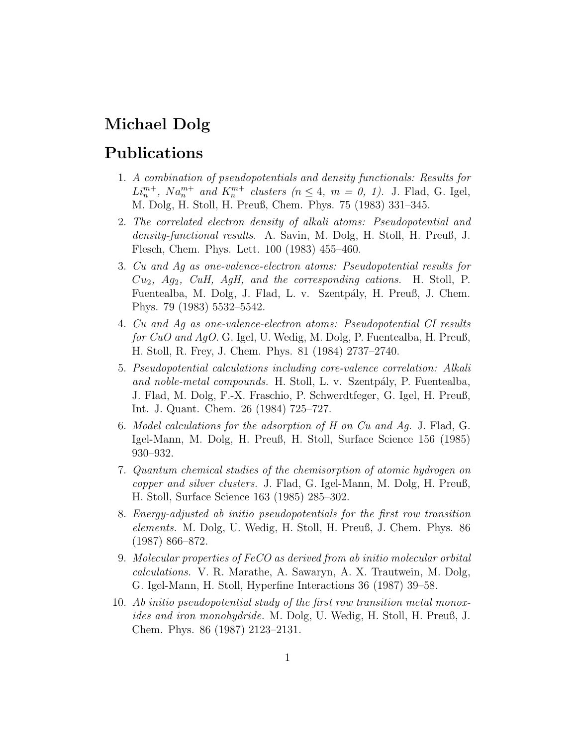# Michael Dolg

## Publications

1. *A combination of pseudopotentials and density functionals: Results for $Li_n^{m+}$, $Na_n^{m+}$ and $K_n^{m+}$ clusters ($n \leq 4$, $m$ = 0, 1).* J. Flad, G. Igel, M. Dolg, H. Stoll, H. Preuß, Chem. Phys. 75 (1983) 331–345.
2. *The correlated electron density of alkali atoms: Pseudopotential and density-functional results.* A. Savin, M. Dolg, H. Stoll, H. Preuß, J. Flesch, Chem. Phys. Lett. 100 (1983) 455–460.
3. *Cu and Ag as one-valence-electron atoms: Pseudopotential results for $Cu_2$, $Ag_2$, CuH, AgH, and the corresponding cations.* H. Stoll, P. Fuentealba, M. Dolg, J. Flad, L. v. Szentpály, H. Preuß, J. Chem. Phys. 79 (1983) 5532–5542.
4. *Cu and Ag as one-valence-electron atoms: Pseudopotential CI results for CuO and AgO.* G. Igel, U. Wedig, M. Dolg, P. Fuentealba, H. Preuß, H. Stoll, R. Frey, J. Chem. Phys. 81 (1984) 2737–2740.
5. *Pseudopotential calculations including core-valence correlation: Alkali and noble-metal compounds.* H. Stoll, L. v. Szentpály, P. Fuentealba, J. Flad, M. Dolg, F.-X. Fraschio, P. Schwerdtfeger, G. Igel, H. Preuß, Int. J. Quant. Chem. 26 (1984) 725–727.
6. *Model calculations for the adsorption of H on Cu and Ag.* J. Flad, G. Igel-Mann, M. Dolg, H. Preuß, H. Stoll, Surface Science 156 (1985) 930–932.
7. *Quantum chemical studies of the chemisorption of atomic hydrogen on copper and silver clusters.* J. Flad, G. Igel-Mann, M. Dolg, H. Preuß, H. Stoll, Surface Science 163 (1985) 285–302.
8. *Energy-adjusted ab initio pseudopotentials for the first row transition elements.* M. Dolg, U. Wedig, H. Stoll, H. Preuß, J. Chem. Phys. 86 (1987) 866–872.
9. *Molecular properties of FeCO as derived from ab initio molecular orbital calculations.* V. R. Marathe, A. Sawaryn, A. X. Trautwein, M. Dolg, G. Igel-Mann, H. Stoll, Hyperfine Interactions 36 (1987) 39–58.
10. *Ab initio pseudopotential study of the first row transition metal monoxides and iron monohydride.* M. Dolg, U. Wedig, H. Stoll, H. Preuß, J. Chem. Phys. 86 (1987) 2123–2131.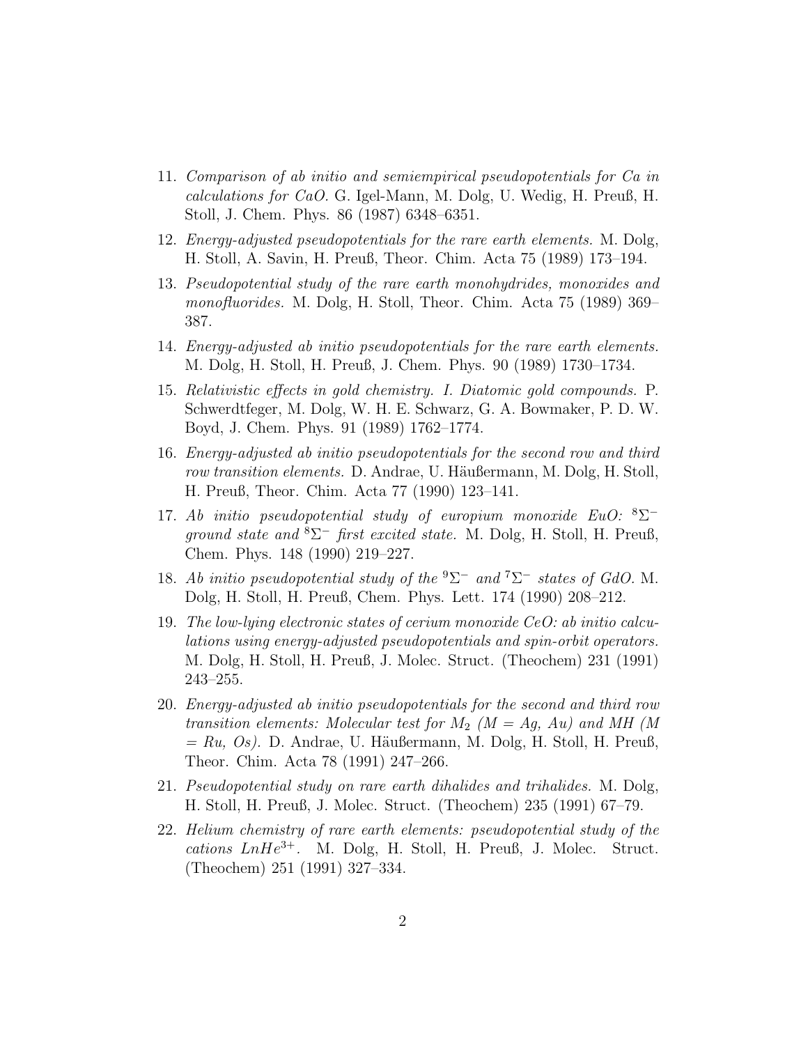11. *Comparison of ab initio and semiempirical pseudopotentials for Ca in calculations for CaO.* G. Igel-Mann, M. Dolg, U. Wedig, H. Preuß, H. Stoll, J. Chem. Phys. 86 (1987) 6348–6351.

12. *Energy-adjusted pseudopotentials for the rare earth elements.* M. Dolg, H. Stoll, A. Savin, H. Preuß, Theor. Chim. Acta 75 (1989) 173–194.

13. *Pseudopotential study of the rare earth monohydrides, monoxides and monofluorides.* M. Dolg, H. Stoll, Theor. Chim. Acta 75 (1989) 369–387.

14. *Energy-adjusted ab initio pseudopotentials for the rare earth elements.* M. Dolg, H. Stoll, H. Preuß, J. Chem. Phys. 90 (1989) 1730–1734.

15. *Relativistic effects in gold chemistry. I. Diatomic gold compounds.* P. Schwerdtfeger, M. Dolg, W. H. E. Schwarz, G. A. Bowmaker, P. D. W. Boyd, J. Chem. Phys. 91 (1989) 1762–1774.

16. *Energy-adjusted ab initio pseudopotentials for the second row and third row transition elements.* D. Andrae, U. Häußermann, M. Dolg, H. Stoll, H. Preuß, Theor. Chim. Acta 77 (1990) 123–141.

17. *Ab initio pseudopotential study of europium monoxide EuO: $^8\Sigma^-$ ground state and $^8\Sigma^-$ first excited state.* M. Dolg, H. Stoll, H. Preuß, Chem. Phys. 148 (1990) 219–227.

18. *Ab initio pseudopotential study of the $^9\Sigma^-$ and $^7\Sigma^-$ states of GdO.* M. Dolg, H. Stoll, H. Preuß, Chem. Phys. Lett. 174 (1990) 208–212.

19. *The low-lying electronic states of cerium monoxide CeO: ab initio calculations using energy-adjusted pseudopotentials and spin-orbit operators.* M. Dolg, H. Stoll, H. Preuß, J. Molec. Struct. (Theochem) 231 (1991) 243–255.

20. *Energy-adjusted ab initio pseudopotentials for the second and third row transition elements: Molecular test for $M_2$ (M = Ag, Au) and MH (M = Ru, Os).* D. Andrae, U. Häußermann, M. Dolg, H. Stoll, H. Preuß, Theor. Chim. Acta 78 (1991) 247–266.

21. *Pseudopotential study on rare earth dihalides and trihalides.* M. Dolg, H. Stoll, H. Preuß, J. Molec. Struct. (Theochem) 235 (1991) 67–79.

22. *Helium chemistry of rare earth elements: pseudopotential study of the cations $LnHe^{3+}$.* M. Dolg, H. Stoll, H. Preuß, J. Molec. Struct. (Theochem) 251 (1991) 327–334.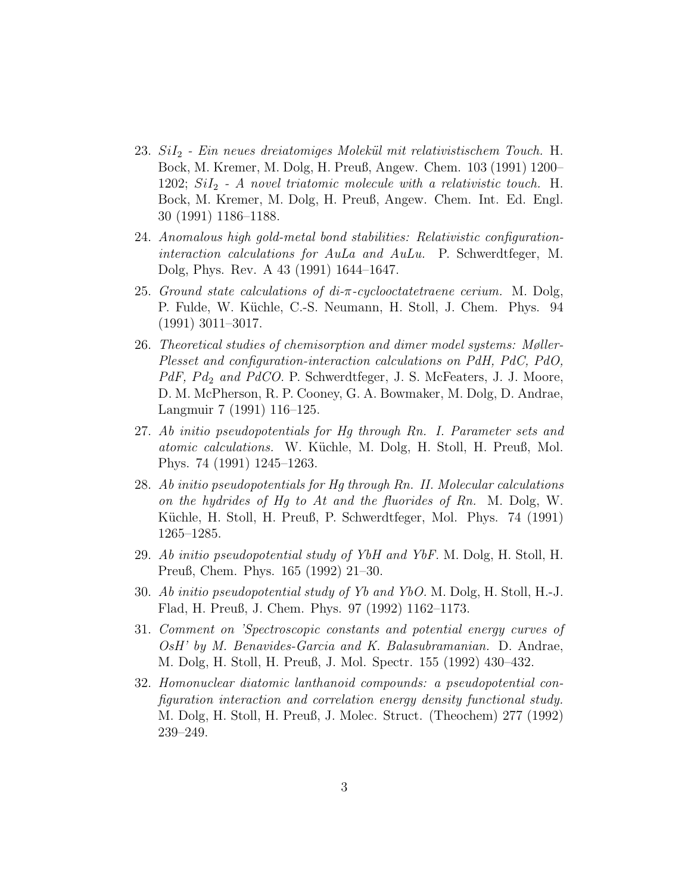23. *$SiI_2$ - Ein neues dreiatomiges Molekül mit relativistischem Touch.* H. Bock, M. Kremer, M. Dolg, H. Preuß, Angew. Chem. 103 (1991) 1200–1202; *$SiI_2$ - A novel triatomic molecule with a relativistic touch.* H. Bock, M. Kremer, M. Dolg, H. Preuß, Angew. Chem. Int. Ed. Engl. 30 (1991) 1186–1188.

24. *Anomalous high gold-metal bond stabilities: Relativistic configuration-interaction calculations for AuLa and AuLu.* P. Schwerdtfeger, M. Dolg, Phys. Rev. A 43 (1991) 1644–1647.

25. *Ground state calculations of di-$\pi$-cyclooctatetraene cerium.* M. Dolg, P. Fulde, W. Küchle, C.-S. Neumann, H. Stoll, J. Chem. Phys. 94 (1991) 3011–3017.

26. *Theoretical studies of chemisorption and dimer model systems: Møller-Plesset and configuration-interaction calculations on PdH, PdC, PdO, PdF, $Pd_2$ and PdCO.* P. Schwerdtfeger, J. S. McFeaters, J. J. Moore, D. M. McPherson, R. P. Cooney, G. A. Bowmaker, M. Dolg, D. Andrae, Langmuir 7 (1991) 116–125.

27. *Ab initio pseudopotentials for Hg through Rn. I. Parameter sets and atomic calculations.* W. Küchle, M. Dolg, H. Stoll, H. Preuß, Mol. Phys. 74 (1991) 1245–1263.

28. *Ab initio pseudopotentials for Hg through Rn. II. Molecular calculations on the hydrides of Hg to At and the fluorides of Rn.* M. Dolg, W. Küchle, H. Stoll, H. Preuß, P. Schwerdtfeger, Mol. Phys. 74 (1991) 1265–1285.

29. *Ab initio pseudopotential study of YbH and YbF.* M. Dolg, H. Stoll, H. Preuß, Chem. Phys. 165 (1992) 21–30.

30. *Ab initio pseudopotential study of Yb and YbO.* M. Dolg, H. Stoll, H.-J. Flad, H. Preuß, J. Chem. Phys. 97 (1992) 1162–1173.

31. *Comment on 'Spectroscopic constants and potential energy curves of OsH' by M. Benavides-Garcia and K. Balasubramanian.* D. Andrae, M. Dolg, H. Stoll, H. Preuß, J. Mol. Spectr. 155 (1992) 430–432.

32. *Homonuclear diatomic lanthanoid compounds: a pseudopotential configuration interaction and correlation energy density functional study.* M. Dolg, H. Stoll, H. Preuß, J. Molec. Struct. (Theochem) 277 (1992) 239–249.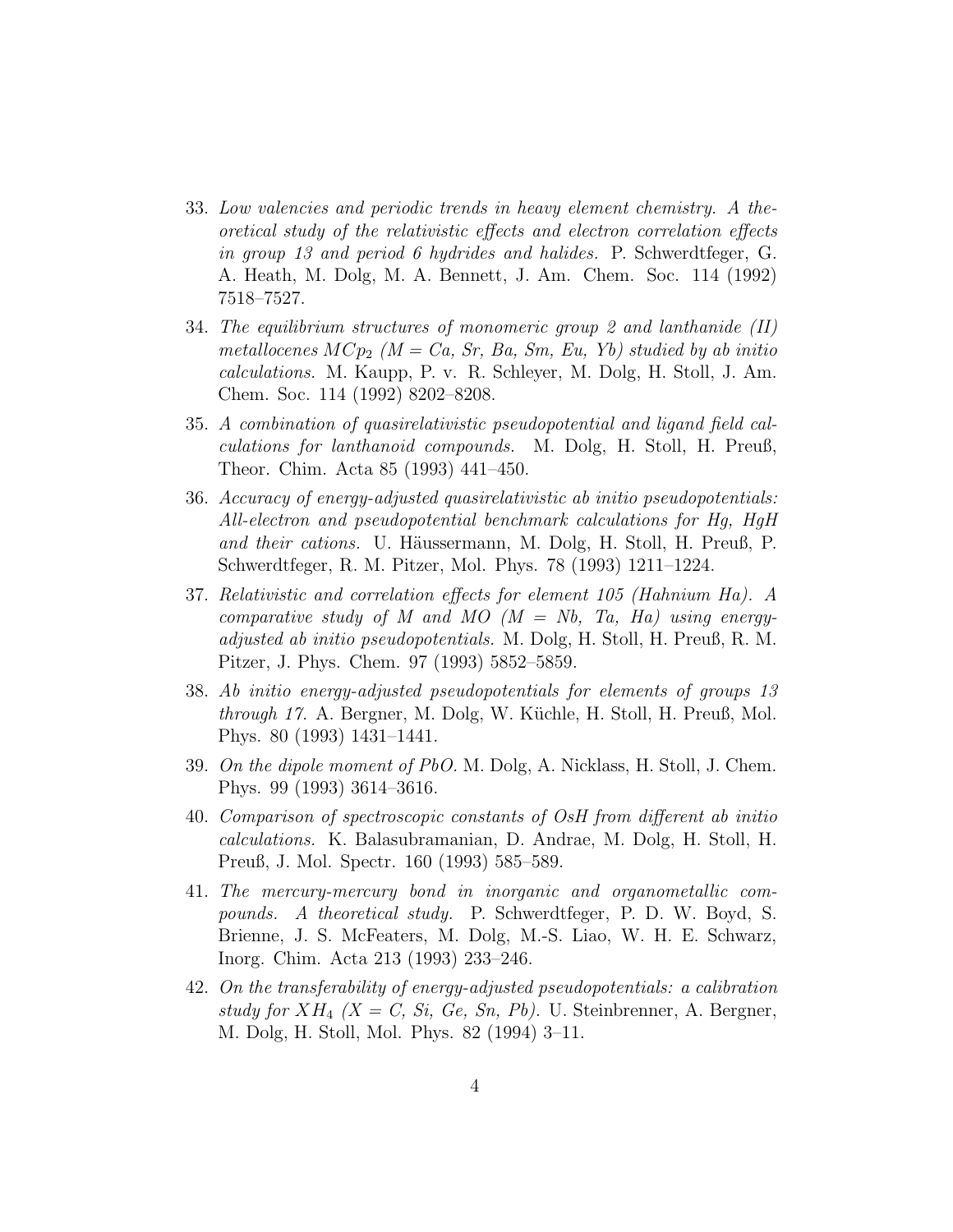33. *Low valencies and periodic trends in heavy element chemistry. A theoretical study of the relativistic effects and electron correlation effects in group 13 and period 6 hydrides and halides.* P. Schwerdtfeger, G. A. Heath, M. Dolg, M. A. Bennett, J. Am. Chem. Soc. 114 (1992) 7518–7527.

34. *The equilibrium structures of monomeric group 2 and lanthanide (II) metallocenes $MCp_2$ (M = Ca, Sr, Ba, Sm, Eu, Yb) studied by ab initio calculations.* M. Kaupp, P. v. R. Schleyer, M. Dolg, H. Stoll, J. Am. Chem. Soc. 114 (1992) 8202–8208.

35. *A combination of quasirelativistic pseudopotential and ligand field calculations for lanthanoid compounds.* M. Dolg, H. Stoll, H. Preuß, Theor. Chim. Acta 85 (1993) 441–450.

36. *Accuracy of energy-adjusted quasirelativistic ab initio pseudopotentials: All-electron and pseudopotential benchmark calculations for Hg, HgH and their cations.* U. Häussermann, M. Dolg, H. Stoll, H. Preuß, P. Schwerdtfeger, R. M. Pitzer, Mol. Phys. 78 (1993) 1211–1224.

37. *Relativistic and correlation effects for element 105 (Hahnium Ha). A comparative study of M and MO (M = Nb, Ta, Ha) using energy-adjusted ab initio pseudopotentials.* M. Dolg, H. Stoll, H. Preuß, R. M. Pitzer, J. Phys. Chem. 97 (1993) 5852–5859.

38. *Ab initio energy-adjusted pseudopotentials for elements of groups 13 through 17.* A. Bergner, M. Dolg, W. Küchle, H. Stoll, H. Preuß, Mol. Phys. 80 (1993) 1431–1441.

39. *On the dipole moment of PbO.* M. Dolg, A. Nicklass, H. Stoll, J. Chem. Phys. 99 (1993) 3614–3616.

40. *Comparison of spectroscopic constants of OsH from different ab initio calculations.* K. Balasubramanian, D. Andrae, M. Dolg, H. Stoll, H. Preuß, J. Mol. Spectr. 160 (1993) 585–589.

41. *The mercury-mercury bond in inorganic and organometallic compounds. A theoretical study.* P. Schwerdtfeger, P. D. W. Boyd, S. Brienne, J. S. McFeaters, M. Dolg, M.-S. Liao, W. H. E. Schwarz, Inorg. Chim. Acta 213 (1993) 233–246.

42. *On the transferability of energy-adjusted pseudopotentials: a calibration study for $XH_4$ (X = C, Si, Ge, Sn, Pb).* U. Steinbrenner, A. Bergner, M. Dolg, H. Stoll, Mol. Phys. 82 (1994) 3–11.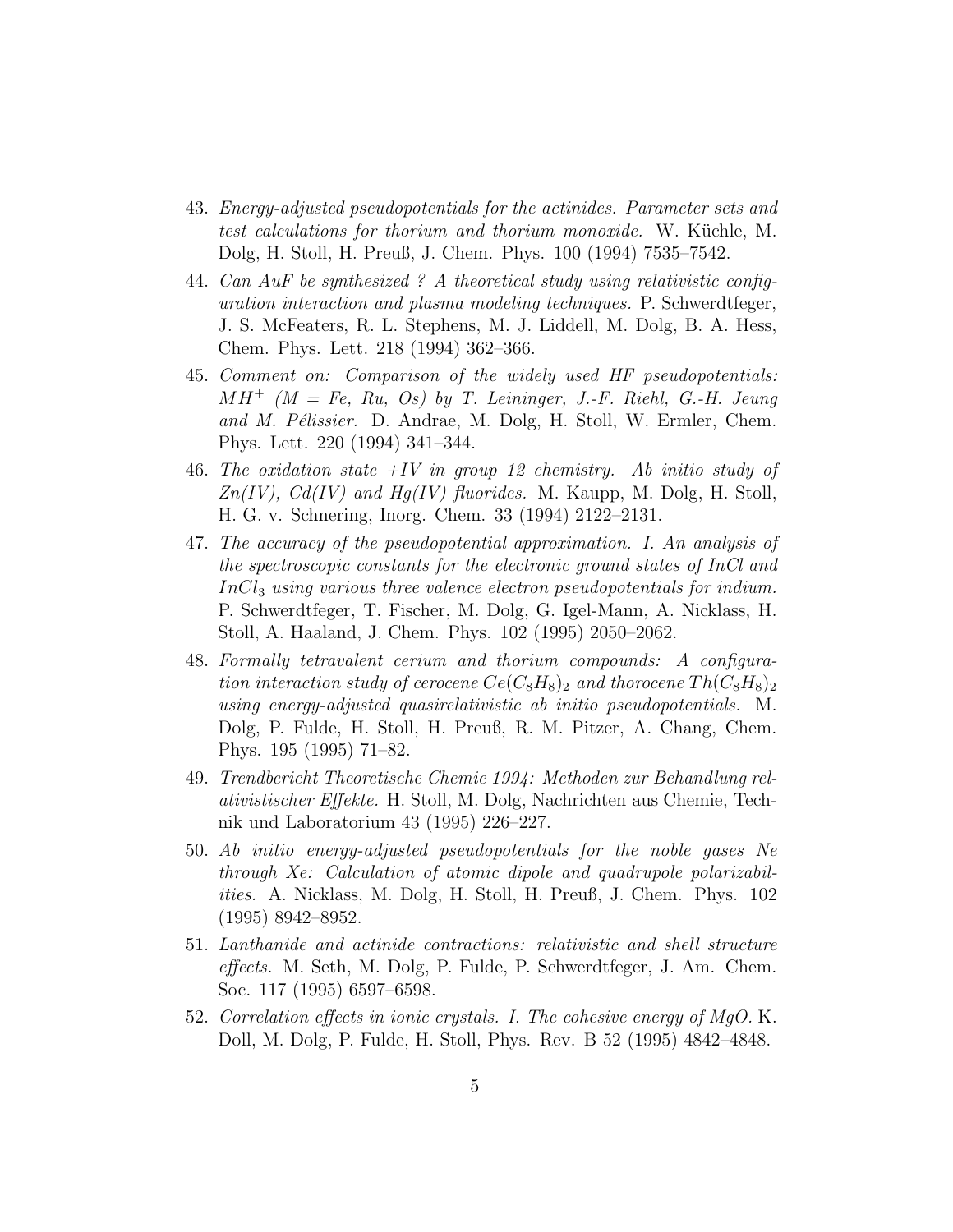43. *Energy-adjusted pseudopotentials for the actinides. Parameter sets and test calculations for thorium and thorium monoxide.* W. Küchle, M. Dolg, H. Stoll, H. Preuß, J. Chem. Phys. 100 (1994) 7535–7542.

44. *Can AuF be synthesized ? A theoretical study using relativistic configuration interaction and plasma modeling techniques.* P. Schwerdtfeger, J. S. McFeaters, R. L. Stephens, M. J. Liddell, M. Dolg, B. A. Hess, Chem. Phys. Lett. 218 (1994) 362–366.

45. *Comment on: Comparison of the widely used HF pseudopotentials: $MH^+$ (M = Fe, Ru, Os) by T. Leininger, J.-F. Riehl, G.-H. Jeung and M. Pélissier.* D. Andrae, M. Dolg, H. Stoll, W. Ermler, Chem. Phys. Lett. 220 (1994) 341–344.

46. *The oxidation state +IV in group 12 chemistry. Ab initio study of Zn(IV), Cd(IV) and Hg(IV) fluorides.* M. Kaupp, M. Dolg, H. Stoll, H. G. v. Schnering, Inorg. Chem. 33 (1994) 2122–2131.

47. *The accuracy of the pseudopotential approximation. I. An analysis of the spectroscopic constants for the electronic ground states of InCl and $InCl_3$ using various three valence electron pseudopotentials for indium.* P. Schwerdtfeger, T. Fischer, M. Dolg, G. Igel-Mann, A. Nicklass, H. Stoll, A. Haaland, J. Chem. Phys. 102 (1995) 2050–2062.

48. *Formally tetravalent cerium and thorium compounds: A configuration interaction study of cerocene $Ce(C_8H_8)_2$ and thorocene $Th(C_8H_8)_2$ using energy-adjusted quasirelativistic ab initio pseudopotentials.* M. Dolg, P. Fulde, H. Stoll, H. Preuß, R. M. Pitzer, A. Chang, Chem. Phys. 195 (1995) 71–82.

49. *Trendbericht Theoretische Chemie 1994: Methoden zur Behandlung relativistischer Effekte.* H. Stoll, M. Dolg, Nachrichten aus Chemie, Technik und Laboratorium 43 (1995) 226–227.

50. *Ab initio energy-adjusted pseudopotentials for the noble gases Ne through Xe: Calculation of atomic dipole and quadrupole polarizabilities.* A. Nicklass, M. Dolg, H. Stoll, H. Preuß, J. Chem. Phys. 102 (1995) 8942–8952.

51. *Lanthanide and actinide contractions: relativistic and shell structure effects.* M. Seth, M. Dolg, P. Fulde, P. Schwerdtfeger, J. Am. Chem. Soc. 117 (1995) 6597–6598.

52. *Correlation effects in ionic crystals. I. The cohesive energy of MgO.* K. Doll, M. Dolg, P. Fulde, H. Stoll, Phys. Rev. B 52 (1995) 4842–4848.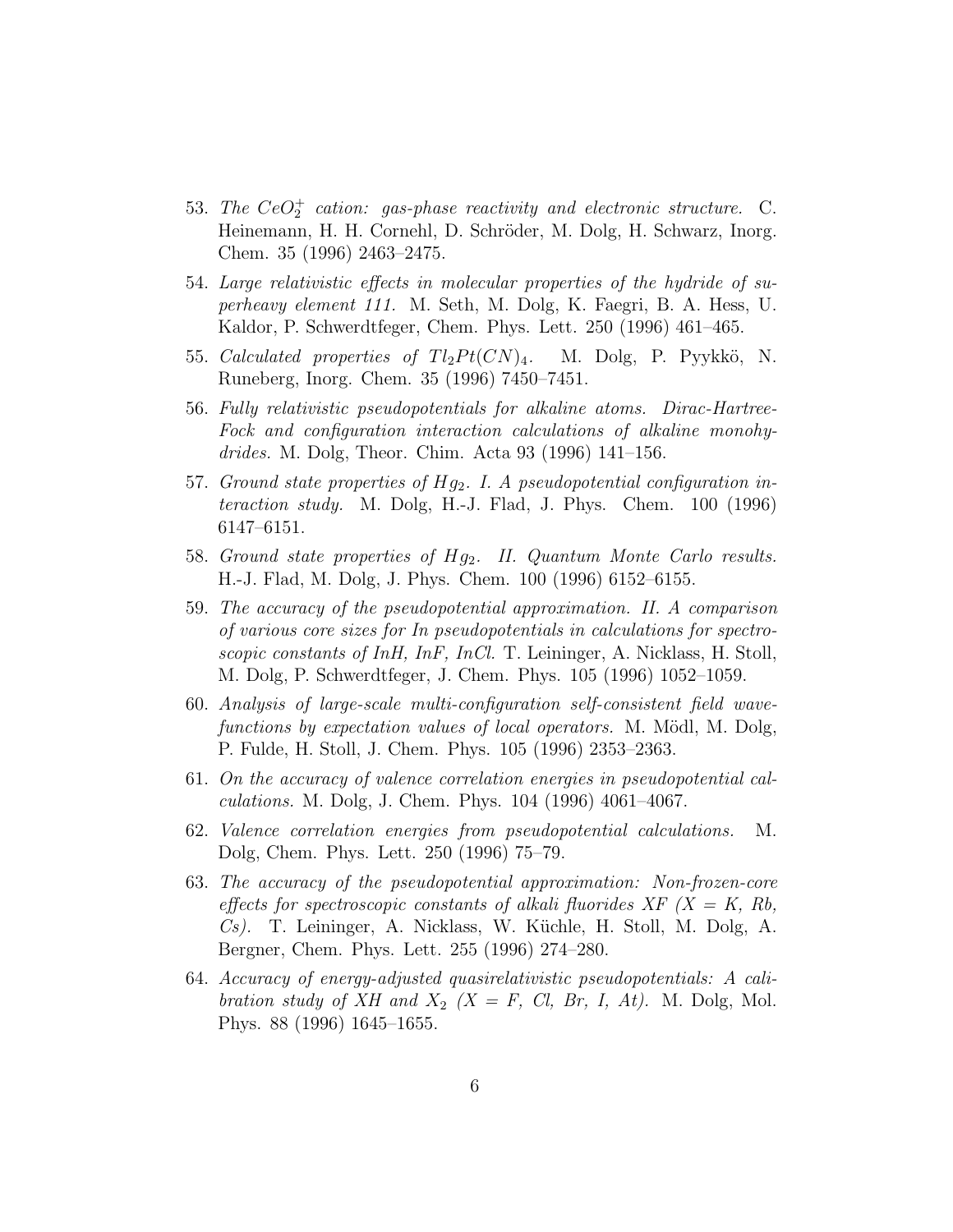53. *The $CeO_2^+$ cation: gas-phase reactivity and electronic structure.* C. Heinemann, H. H. Cornehl, D. Schröder, M. Dolg, H. Schwarz, Inorg. Chem. 35 (1996) 2463–2475.

54. *Large relativistic effects in molecular properties of the hydride of superheavy element 111.* M. Seth, M. Dolg, K. Faegri, B. A. Hess, U. Kaldor, P. Schwerdtfeger, Chem. Phys. Lett. 250 (1996) 461–465.

55. *Calculated properties of $Tl_2Pt(CN)_4$.* M. Dolg, P. Pyykkö, N. Runeberg, Inorg. Chem. 35 (1996) 7450–7451.

56. *Fully relativistic pseudopotentials for alkaline atoms. Dirac-Hartree-Fock and configuration interaction calculations of alkaline monohydrides.* M. Dolg, Theor. Chim. Acta 93 (1996) 141–156.

57. *Ground state properties of $Hg_2$. I. A pseudopotential configuration interaction study.* M. Dolg, H.-J. Flad, J. Phys. Chem. 100 (1996) 6147–6151.

58. *Ground state properties of $Hg_2$. II. Quantum Monte Carlo results.* H.-J. Flad, M. Dolg, J. Phys. Chem. 100 (1996) 6152–6155.

59. *The accuracy of the pseudopotential approximation. II. A comparison of various core sizes for In pseudopotentials in calculations for spectroscopic constants of InH, InF, InCl.* T. Leininger, A. Nicklass, H. Stoll, M. Dolg, P. Schwerdtfeger, J. Chem. Phys. 105 (1996) 1052–1059.

60. *Analysis of large-scale multi-configuration self-consistent field wavefunctions by expectation values of local operators.* M. Mödl, M. Dolg, P. Fulde, H. Stoll, J. Chem. Phys. 105 (1996) 2353–2363.

61. *On the accuracy of valence correlation energies in pseudopotential calculations.* M. Dolg, J. Chem. Phys. 104 (1996) 4061–4067.

62. *Valence correlation energies from pseudopotential calculations.* M. Dolg, Chem. Phys. Lett. 250 (1996) 75–79.

63. *The accuracy of the pseudopotential approximation: Non-frozen-core effects for spectroscopic constants of alkali fluorides XF (X = K, Rb, Cs).* T. Leininger, A. Nicklass, W. Küchle, H. Stoll, M. Dolg, A. Bergner, Chem. Phys. Lett. 255 (1996) 274–280.

64. *Accuracy of energy-adjusted quasirelativistic pseudopotentials: A calibration study of XH and $X_2$ (X = F, Cl, Br, I, At).* M. Dolg, Mol. Phys. 88 (1996) 1645–1655.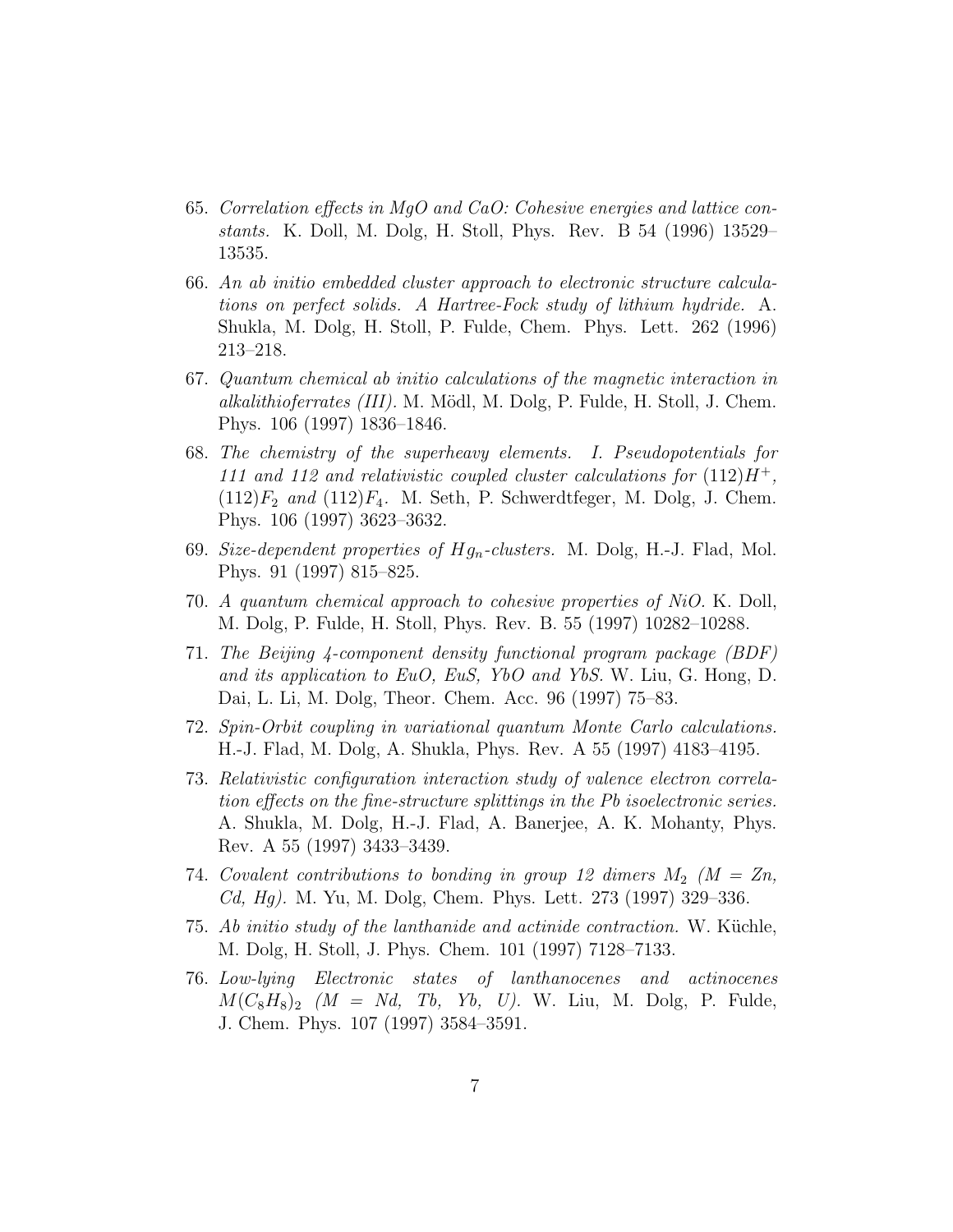65. *Correlation effects in MgO and CaO: Cohesive energies and lattice constants.* K. Doll, M. Dolg, H. Stoll, Phys. Rev. B 54 (1996) 13529–13535.

66. *An ab initio embedded cluster approach to electronic structure calculations on perfect solids. A Hartree-Fock study of lithium hydride.* A. Shukla, M. Dolg, H. Stoll, P. Fulde, Chem. Phys. Lett. 262 (1996) 213–218.

67. *Quantum chemical ab initio calculations of the magnetic interaction in alkalithioferrates (III).* M. Mödl, M. Dolg, P. Fulde, H. Stoll, J. Chem. Phys. 106 (1997) 1836–1846.

68. *The chemistry of the superheavy elements. I. Pseudopotentials for 111 and 112 and relativistic coupled cluster calculations for* $(112)H^+$*,* $(112)F_2$ *and* $(112)F_4$*.* M. Seth, P. Schwerdtfeger, M. Dolg, J. Chem. Phys. 106 (1997) 3623–3632.

69. *Size-dependent properties of* $Hg_n$*-clusters.* M. Dolg, H.-J. Flad, Mol. Phys. 91 (1997) 815–825.

70. *A quantum chemical approach to cohesive properties of NiO.* K. Doll, M. Dolg, P. Fulde, H. Stoll, Phys. Rev. B. 55 (1997) 10282–10288.

71. *The Beijing 4-component density functional program package (BDF) and its application to EuO, EuS, YbO and YbS.* W. Liu, G. Hong, D. Dai, L. Li, M. Dolg, Theor. Chem. Acc. 96 (1997) 75–83.

72. *Spin-Orbit coupling in variational quantum Monte Carlo calculations.* H.-J. Flad, M. Dolg, A. Shukla, Phys. Rev. A 55 (1997) 4183–4195.

73. *Relativistic configuration interaction study of valence electron correlation effects on the fine-structure splittings in the Pb isoelectronic series.* A. Shukla, M. Dolg, H.-J. Flad, A. Banerjee, A. K. Mohanty, Phys. Rev. A 55 (1997) 3433–3439.

74. *Covalent contributions to bonding in group 12 dimers* $M_2$ *(M = Zn, Cd, Hg).* M. Yu, M. Dolg, Chem. Phys. Lett. 273 (1997) 329–336.

75. *Ab initio study of the lanthanide and actinide contraction.* W. Küchle, M. Dolg, H. Stoll, J. Phys. Chem. 101 (1997) 7128–7133.

76. *Low-lying Electronic states of lanthanocenes and actinocenes* $M(C_8H_8)_2$ *(M = Nd, Tb, Yb, U).* W. Liu, M. Dolg, P. Fulde, J. Chem. Phys. 107 (1997) 3584–3591.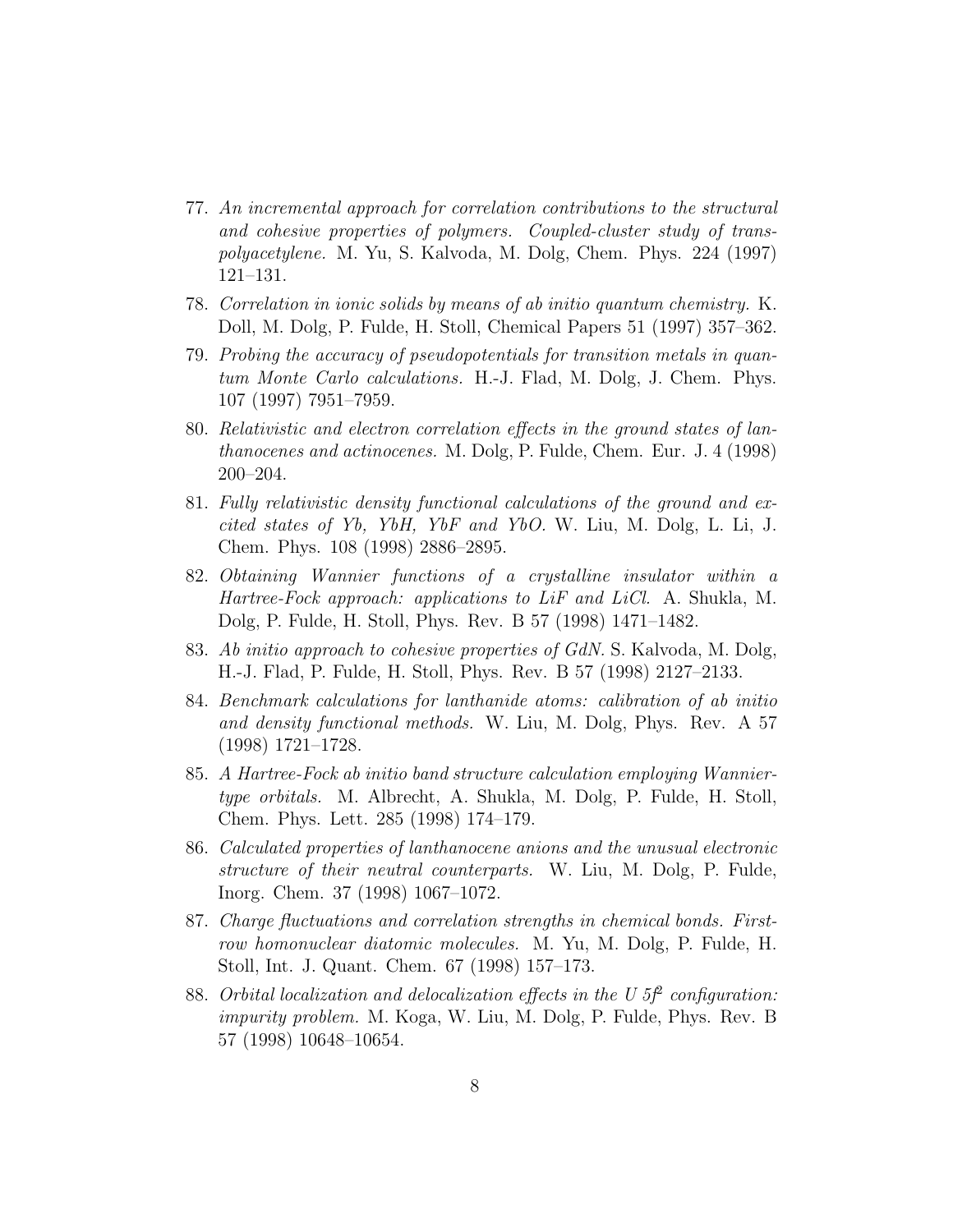77. *An incremental approach for correlation contributions to the structural and cohesive properties of polymers. Coupled-cluster study of trans-polyacetylene.* M. Yu, S. Kalvoda, M. Dolg, Chem. Phys. 224 (1997) 121–131.

78. *Correlation in ionic solids by means of ab initio quantum chemistry.* K. Doll, M. Dolg, P. Fulde, H. Stoll, Chemical Papers 51 (1997) 357–362.

79. *Probing the accuracy of pseudopotentials for transition metals in quantum Monte Carlo calculations.* H.-J. Flad, M. Dolg, J. Chem. Phys. 107 (1997) 7951–7959.

80. *Relativistic and electron correlation effects in the ground states of lanthanocenes and actinocenes.* M. Dolg, P. Fulde, Chem. Eur. J. 4 (1998) 200–204.

81. *Fully relativistic density functional calculations of the ground and excited states of Yb, YbH, YbF and YbO.* W. Liu, M. Dolg, L. Li, J. Chem. Phys. 108 (1998) 2886–2895.

82. *Obtaining Wannier functions of a crystalline insulator within a Hartree-Fock approach: applications to LiF and LiCl.* A. Shukla, M. Dolg, P. Fulde, H. Stoll, Phys. Rev. B 57 (1998) 1471–1482.

83. *Ab initio approach to cohesive properties of GdN.* S. Kalvoda, M. Dolg, H.-J. Flad, P. Fulde, H. Stoll, Phys. Rev. B 57 (1998) 2127–2133.

84. *Benchmark calculations for lanthanide atoms: calibration of ab initio and density functional methods.* W. Liu, M. Dolg, Phys. Rev. A 57 (1998) 1721–1728.

85. *A Hartree-Fock ab initio band structure calculation employing Wannier-type orbitals.* M. Albrecht, A. Shukla, M. Dolg, P. Fulde, H. Stoll, Chem. Phys. Lett. 285 (1998) 174–179.

86. *Calculated properties of lanthanocene anions and the unusual electronic structure of their neutral counterparts.* W. Liu, M. Dolg, P. Fulde, Inorg. Chem. 37 (1998) 1067–1072.

87. *Charge fluctuations and correlation strengths in chemical bonds. First-row homonuclear diatomic molecules.* M. Yu, M. Dolg, P. Fulde, H. Stoll, Int. J. Quant. Chem. 67 (1998) 157–173.

88. *Orbital localization and delocalization effects in the U $5f^2$ configuration: impurity problem.* M. Koga, W. Liu, M. Dolg, P. Fulde, Phys. Rev. B 57 (1998) 10648–10654.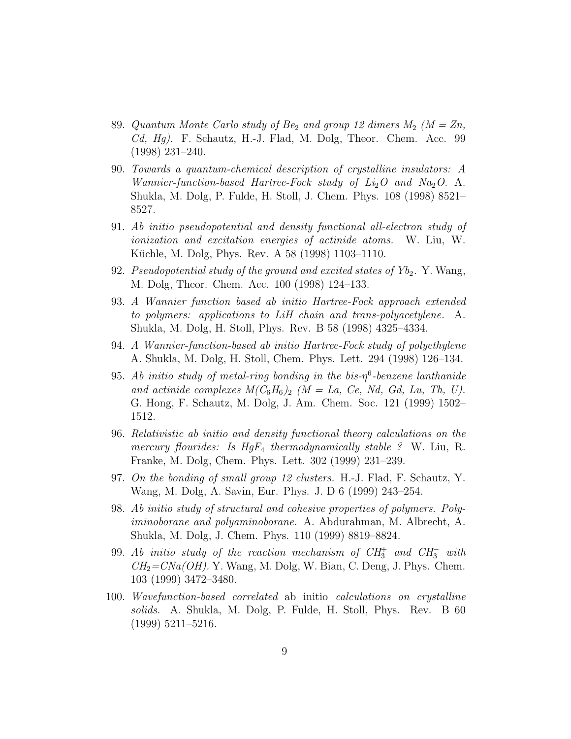89. *Quantum Monte Carlo study of $Be_2$ and group 12 dimers $M_2$ (M = Zn, Cd, Hg).* F. Schautz, H.-J. Flad, M. Dolg, Theor. Chem. Acc. 99 (1998) 231–240.

90. *Towards a quantum-chemical description of crystalline insulators: A Wannier-function-based Hartree-Fock study of $Li_2O$ and $Na_2O$.* A. Shukla, M. Dolg, P. Fulde, H. Stoll, J. Chem. Phys. 108 (1998) 8521–8527.

91. *Ab initio pseudopotential and density functional all-electron study of ionization and excitation energies of actinide atoms.* W. Liu, W. Küchle, M. Dolg, Phys. Rev. A 58 (1998) 1103–1110.

92. *Pseudopotential study of the ground and excited states of $Yb_2$.* Y. Wang, M. Dolg, Theor. Chem. Acc. 100 (1998) 124–133.

93. *A Wannier function based ab initio Hartree-Fock approach extended to polymers: applications to LiH chain and trans-polyacetylene.* A. Shukla, M. Dolg, H. Stoll, Phys. Rev. B 58 (1998) 4325–4334.

94. *A Wannier-function-based ab initio Hartree-Fock study of polyethylene* A. Shukla, M. Dolg, H. Stoll, Chem. Phys. Lett. 294 (1998) 126–134.

95. *Ab initio study of metal-ring bonding in the bis-$\eta^6$-benzene lanthanide and actinide complexes $M(C_6H_6)_2$ (M = La, Ce, Nd, Gd, Lu, Th, U).* G. Hong, F. Schautz, M. Dolg, J. Am. Chem. Soc. 121 (1999) 1502–1512.

96. *Relativistic ab initio and density functional theory calculations on the mercury flourides: Is $HgF_4$ thermodynamically stable ?* W. Liu, R. Franke, M. Dolg, Chem. Phys. Lett. 302 (1999) 231–239.

97. *On the bonding of small group 12 clusters.* H.-J. Flad, F. Schautz, Y. Wang, M. Dolg, A. Savin, Eur. Phys. J. D 6 (1999) 243–254.

98. *Ab initio study of structural and cohesive properties of polymers. Polyiminoborane and polyaminoborane.* A. Abdurahman, M. Albrecht, A. Shukla, M. Dolg, J. Chem. Phys. 110 (1999) 8819–8824.

99. *Ab initio study of the reaction mechanism of $CH_3^+$ and $CH_3^-$ with $CH_2$=CNa(OH).* Y. Wang, M. Dolg, W. Bian, C. Deng, J. Phys. Chem. 103 (1999) 3472–3480.

100. *Wavefunction-based correlated* ab initio *calculations on crystalline solids.* A. Shukla, M. Dolg, P. Fulde, H. Stoll, Phys. Rev. B 60 (1999) 5211–5216.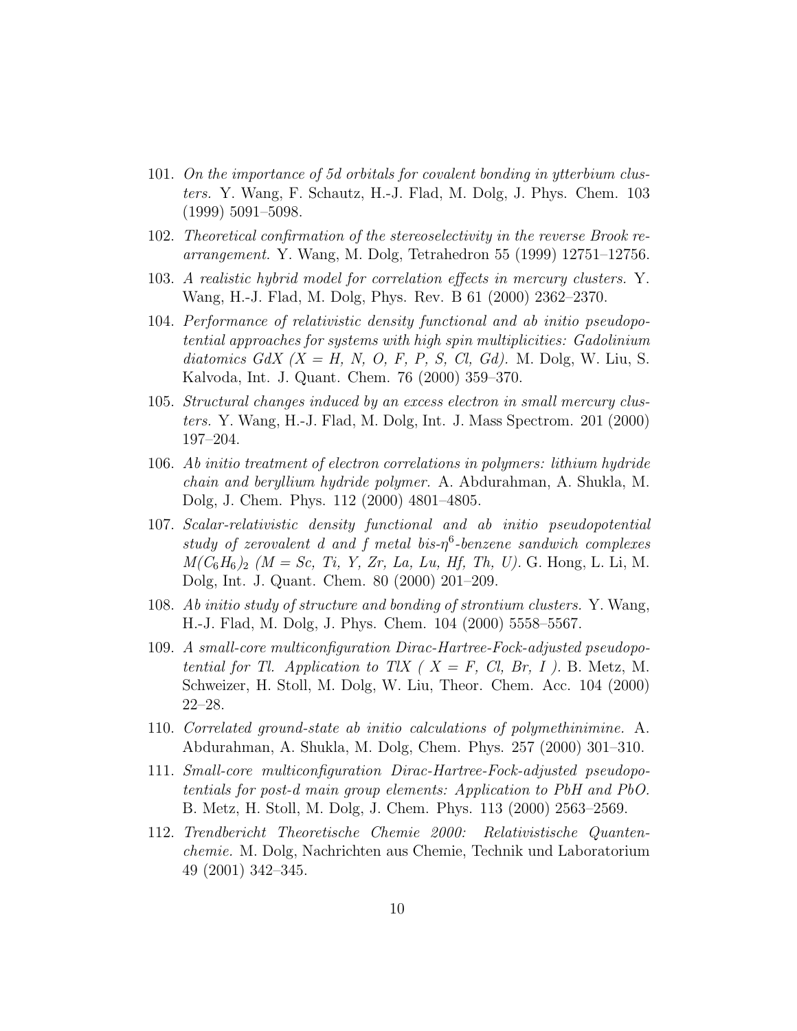101. *On the importance of 5d orbitals for covalent bonding in ytterbium clusters.* Y. Wang, F. Schautz, H.-J. Flad, M. Dolg, J. Phys. Chem. 103 (1999) 5091–5098.

102. *Theoretical confirmation of the stereoselectivity in the reverse Brook rearrangement.* Y. Wang, M. Dolg, Tetrahedron 55 (1999) 12751–12756.

103. *A realistic hybrid model for correlation effects in mercury clusters.* Y. Wang, H.-J. Flad, M. Dolg, Phys. Rev. B 61 (2000) 2362–2370.

104. *Performance of relativistic density functional and ab initio pseudopotential approaches for systems with high spin multiplicities: Gadolinium diatomics GdX (X = H, N, O, F, P, S, Cl, Gd).* M. Dolg, W. Liu, S. Kalvoda, Int. J. Quant. Chem. 76 (2000) 359–370.

105. *Structural changes induced by an excess electron in small mercury clusters.* Y. Wang, H.-J. Flad, M. Dolg, Int. J. Mass Spectrom. 201 (2000) 197–204.

106. *Ab initio treatment of electron correlations in polymers: lithium hydride chain and beryllium hydride polymer.* A. Abdurahman, A. Shukla, M. Dolg, J. Chem. Phys. 112 (2000) 4801–4805.

107. *Scalar-relativistic density functional and ab initio pseudopotential study of zerovalent d and f metal bis-$\eta^6$-benzene sandwich complexes $M(C_6H_6)_2$ (M = Sc, Ti, Y, Zr, La, Lu, Hf, Th, U).* G. Hong, L. Li, M. Dolg, Int. J. Quant. Chem. 80 (2000) 201–209.

108. *Ab initio study of structure and bonding of strontium clusters.* Y. Wang, H.-J. Flad, M. Dolg, J. Phys. Chem. 104 (2000) 5558–5567.

109. *A small-core multiconfiguration Dirac-Hartree-Fock-adjusted pseudopotential for Tl. Application to TlX ( X = F, Cl, Br, I ).* B. Metz, M. Schweizer, H. Stoll, M. Dolg, W. Liu, Theor. Chem. Acc. 104 (2000) 22–28.

110. *Correlated ground-state ab initio calculations of polymethinimine.* A. Abdurahman, A. Shukla, M. Dolg, Chem. Phys. 257 (2000) 301–310.

111. *Small-core multiconfiguration Dirac-Hartree-Fock-adjusted pseudopotentials for post-d main group elements: Application to PbH and PbO.* B. Metz, H. Stoll, M. Dolg, J. Chem. Phys. 113 (2000) 2563–2569.

112. *Trendbericht Theoretische Chemie 2000: Relativistische Quantenchemie.* M. Dolg, Nachrichten aus Chemie, Technik und Laboratorium 49 (2001) 342–345.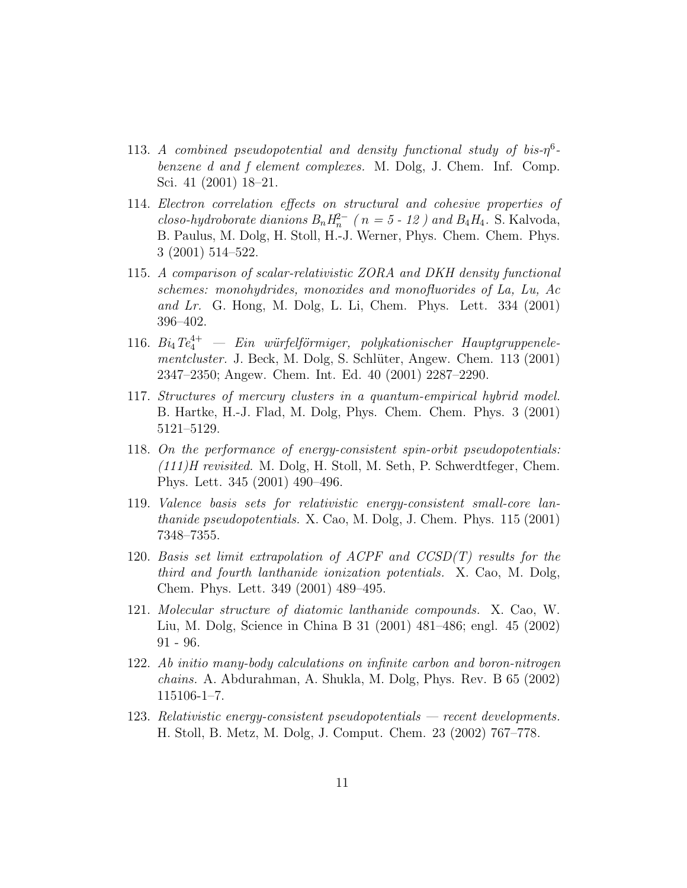113. *A combined pseudopotential and density functional study of bis-$\eta^6$-benzene d and f element complexes.* M. Dolg, J. Chem. Inf. Comp. Sci. 41 (2001) 18–21.

114. *Electron correlation effects on structural and cohesive properties of closo-hydroborate dianions $B_nH_n^{2-}$ ( n = 5 - 12 ) and $B_4H_4$.* S. Kalvoda, B. Paulus, M. Dolg, H. Stoll, H.-J. Werner, Phys. Chem. Chem. Phys. 3 (2001) 514–522.

115. *A comparison of scalar-relativistic ZORA and DKH density functional schemes: monohydrides, monoxides and monofluorides of La, Lu, Ac and Lr.* G. Hong, M. Dolg, L. Li, Chem. Phys. Lett. 334 (2001) 396–402.

116. *$Bi_4Te_4^{4+}$ — Ein würfelförmiger, polykationischer Hauptgruppenelementcluster.* J. Beck, M. Dolg, S. Schlüter, Angew. Chem. 113 (2001) 2347–2350; Angew. Chem. Int. Ed. 40 (2001) 2287–2290.

117. *Structures of mercury clusters in a quantum-empirical hybrid model.* B. Hartke, H.-J. Flad, M. Dolg, Phys. Chem. Chem. Phys. 3 (2001) 5121–5129.

118. *On the performance of energy-consistent spin-orbit pseudopotentials: (111)H revisited.* M. Dolg, H. Stoll, M. Seth, P. Schwerdtfeger, Chem. Phys. Lett. 345 (2001) 490–496.

119. *Valence basis sets for relativistic energy-consistent small-core lanthanide pseudopotentials.* X. Cao, M. Dolg, J. Chem. Phys. 115 (2001) 7348–7355.

120. *Basis set limit extrapolation of ACPF and CCSD(T) results for the third and fourth lanthanide ionization potentials.* X. Cao, M. Dolg, Chem. Phys. Lett. 349 (2001) 489–495.

121. *Molecular structure of diatomic lanthanide compounds.* X. Cao, W. Liu, M. Dolg, Science in China B 31 (2001) 481–486; engl. 45 (2002) 91 - 96.

122. *Ab initio many-body calculations on infinite carbon and boron-nitrogen chains.* A. Abdurahman, A. Shukla, M. Dolg, Phys. Rev. B 65 (2002) 115106-1–7.

123. *Relativistic energy-consistent pseudopotentials — recent developments.* H. Stoll, B. Metz, M. Dolg, J. Comput. Chem. 23 (2002) 767–778.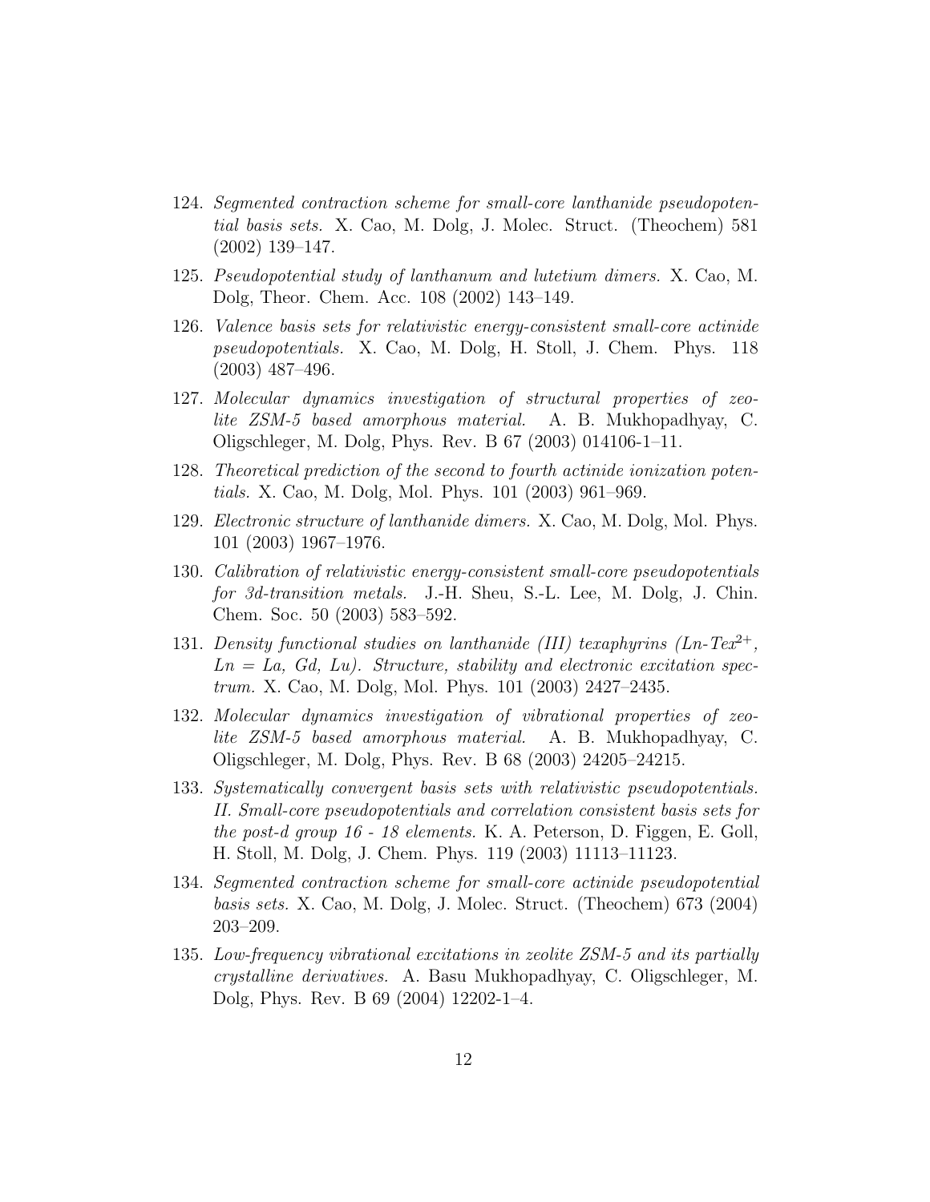124. *Segmented contraction scheme for small-core lanthanide pseudopotential basis sets.* X. Cao, M. Dolg, J. Molec. Struct. (Theochem) 581 (2002) 139–147.

125. *Pseudopotential study of lanthanum and lutetium dimers.* X. Cao, M. Dolg, Theor. Chem. Acc. 108 (2002) 143–149.

126. *Valence basis sets for relativistic energy-consistent small-core actinide pseudopotentials.* X. Cao, M. Dolg, H. Stoll, J. Chem. Phys. 118 (2003) 487–496.

127. *Molecular dynamics investigation of structural properties of zeolite ZSM-5 based amorphous material.* A. B. Mukhopadhyay, C. Oligschleger, M. Dolg, Phys. Rev. B 67 (2003) 014106-1–11.

128. *Theoretical prediction of the second to fourth actinide ionization potentials.* X. Cao, M. Dolg, Mol. Phys. 101 (2003) 961–969.

129. *Electronic structure of lanthanide dimers.* X. Cao, M. Dolg, Mol. Phys. 101 (2003) 1967–1976.

130. *Calibration of relativistic energy-consistent small-core pseudopotentials for 3d-transition metals.* J.-H. Sheu, S.-L. Lee, M. Dolg, J. Chin. Chem. Soc. 50 (2003) 583–592.

131. *Density functional studies on lanthanide (III) texaphyrins (Ln-Tex$^{2+}$, Ln = La, Gd, Lu). Structure, stability and electronic excitation spectrum.* X. Cao, M. Dolg, Mol. Phys. 101 (2003) 2427–2435.

132. *Molecular dynamics investigation of vibrational properties of zeolite ZSM-5 based amorphous material.* A. B. Mukhopadhyay, C. Oligschleger, M. Dolg, Phys. Rev. B 68 (2003) 24205–24215.

133. *Systematically convergent basis sets with relativistic pseudopotentials. II. Small-core pseudopotentials and correlation consistent basis sets for the post-d group 16 - 18 elements.* K. A. Peterson, D. Figgen, E. Goll, H. Stoll, M. Dolg, J. Chem. Phys. 119 (2003) 11113–11123.

134. *Segmented contraction scheme for small-core actinide pseudopotential basis sets.* X. Cao, M. Dolg, J. Molec. Struct. (Theochem) 673 (2004) 203–209.

135. *Low-frequency vibrational excitations in zeolite ZSM-5 and its partially crystalline derivatives.* A. Basu Mukhopadhyay, C. Oligschleger, M. Dolg, Phys. Rev. B 69 (2004) 12202-1–4.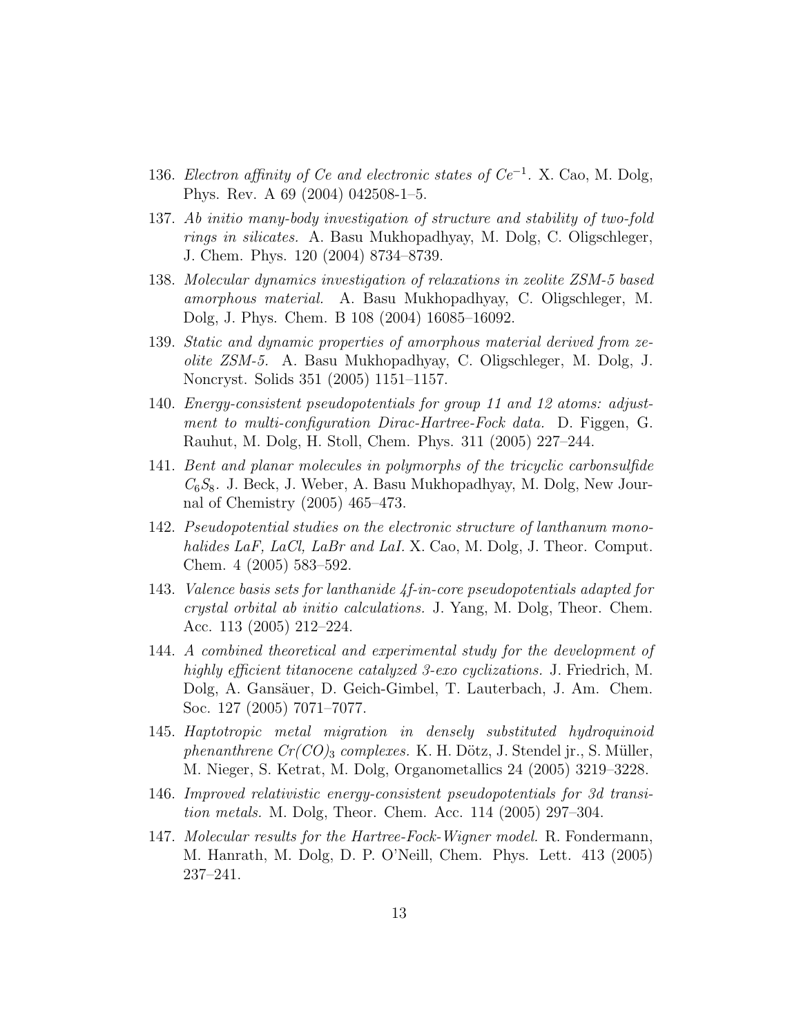136. *Electron affinity of Ce and electronic states of $Ce^{-1}$.* X. Cao, M. Dolg, Phys. Rev. A 69 (2004) 042508-1–5.
137. *Ab initio many-body investigation of structure and stability of two-fold rings in silicates.* A. Basu Mukhopadhyay, M. Dolg, C. Oligschleger, J. Chem. Phys. 120 (2004) 8734–8739.
138. *Molecular dynamics investigation of relaxations in zeolite ZSM-5 based amorphous material.* A. Basu Mukhopadhyay, C. Oligschleger, M. Dolg, J. Phys. Chem. B 108 (2004) 16085–16092.
139. *Static and dynamic properties of amorphous material derived from zeolite ZSM-5.* A. Basu Mukhopadhyay, C. Oligschleger, M. Dolg, J. Noncryst. Solids 351 (2005) 1151–1157.
140. *Energy-consistent pseudopotentials for group 11 and 12 atoms: adjustment to multi-configuration Dirac-Hartree-Fock data.* D. Figgen, G. Rauhut, M. Dolg, H. Stoll, Chem. Phys. 311 (2005) 227–244.
141. *Bent and planar molecules in polymorphs of the tricyclic carbonsulfide $C_6S_8$.* J. Beck, J. Weber, A. Basu Mukhopadhyay, M. Dolg, New Journal of Chemistry (2005) 465–473.
142. *Pseudopotential studies on the electronic structure of lanthanum monohalides LaF, LaCl, LaBr and LaI.* X. Cao, M. Dolg, J. Theor. Comput. Chem. 4 (2005) 583–592.
143. *Valence basis sets for lanthanide 4f-in-core pseudopotentials adapted for crystal orbital ab initio calculations.* J. Yang, M. Dolg, Theor. Chem. Acc. 113 (2005) 212–224.
144. *A combined theoretical and experimental study for the development of highly efficient titanocene catalyzed 3-exo cyclizations.* J. Friedrich, M. Dolg, A. Gansäuer, D. Geich-Gimbel, T. Lauterbach, J. Am. Chem. Soc. 127 (2005) 7071–7077.
145. *Haptotropic metal migration in densely substituted hydroquinoid phenanthrene $Cr(CO)_3$ complexes.* K. H. Dötz, J. Stendel jr., S. Müller, M. Nieger, S. Ketrat, M. Dolg, Organometallics 24 (2005) 3219–3228.
146. *Improved relativistic energy-consistent pseudopotentials for 3d transition metals.* M. Dolg, Theor. Chem. Acc. 114 (2005) 297–304.
147. *Molecular results for the Hartree-Fock-Wigner model.* R. Fondermann, M. Hanrath, M. Dolg, D. P. O'Neill, Chem. Phys. Lett. 413 (2005) 237–241.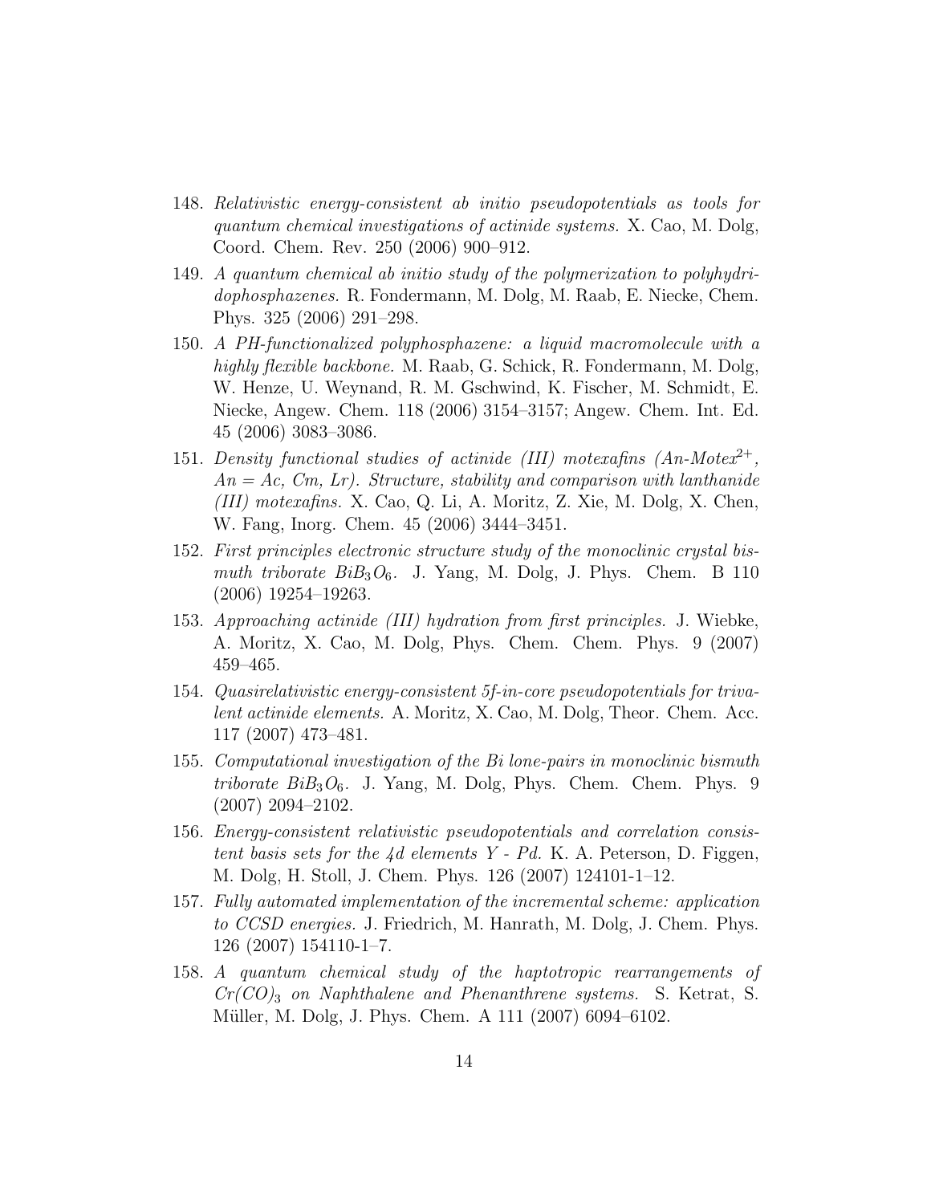148. *Relativistic energy-consistent ab initio pseudopotentials as tools for quantum chemical investigations of actinide systems.* X. Cao, M. Dolg, Coord. Chem. Rev. 250 (2006) 900–912.
149. *A quantum chemical ab initio study of the polymerization to polyhydridophosphazenes.* R. Fondermann, M. Dolg, M. Raab, E. Niecke, Chem. Phys. 325 (2006) 291–298.
150. *A PH-functionalized polyphosphazene: a liquid macromolecule with a highly flexible backbone.* M. Raab, G. Schick, R. Fondermann, M. Dolg, W. Henze, U. Weynand, R. M. Gschwind, K. Fischer, M. Schmidt, E. Niecke, Angew. Chem. 118 (2006) 3154–3157; Angew. Chem. Int. Ed. 45 (2006) 3083–3086.
151. *Density functional studies of actinide (III) motexafins (An-Motex$^{2+}$, An = Ac, Cm, Lr). Structure, stability and comparison with lanthanide (III) motexafins.* X. Cao, Q. Li, A. Moritz, Z. Xie, M. Dolg, X. Chen, W. Fang, Inorg. Chem. 45 (2006) 3444–3451.
152. *First principles electronic structure study of the monoclinic crystal bismuth triborate $BiB_3O_6$.* J. Yang, M. Dolg, J. Phys. Chem. B 110 (2006) 19254–19263.
153. *Approaching actinide (III) hydration from first principles.* J. Wiebke, A. Moritz, X. Cao, M. Dolg, Phys. Chem. Chem. Phys. 9 (2007) 459–465.
154. *Quasirelativistic energy-consistent 5f-in-core pseudopotentials for trivalent actinide elements.* A. Moritz, X. Cao, M. Dolg, Theor. Chem. Acc. 117 (2007) 473–481.
155. *Computational investigation of the Bi lone-pairs in monoclinic bismuth triborate $BiB_3O_6$.* J. Yang, M. Dolg, Phys. Chem. Chem. Phys. 9 (2007) 2094–2102.
156. *Energy-consistent relativistic pseudopotentials and correlation consistent basis sets for the 4d elements Y - Pd.* K. A. Peterson, D. Figgen, M. Dolg, H. Stoll, J. Chem. Phys. 126 (2007) 124101-1–12.
157. *Fully automated implementation of the incremental scheme: application to CCSD energies.* J. Friedrich, M. Hanrath, M. Dolg, J. Chem. Phys. 126 (2007) 154110-1–7.
158. *A quantum chemical study of the haptotropic rearrangements of $Cr(CO)_3$ on Naphthalene and Phenanthrene systems.* S. Ketrat, S. Müller, M. Dolg, J. Phys. Chem. A 111 (2007) 6094–6102.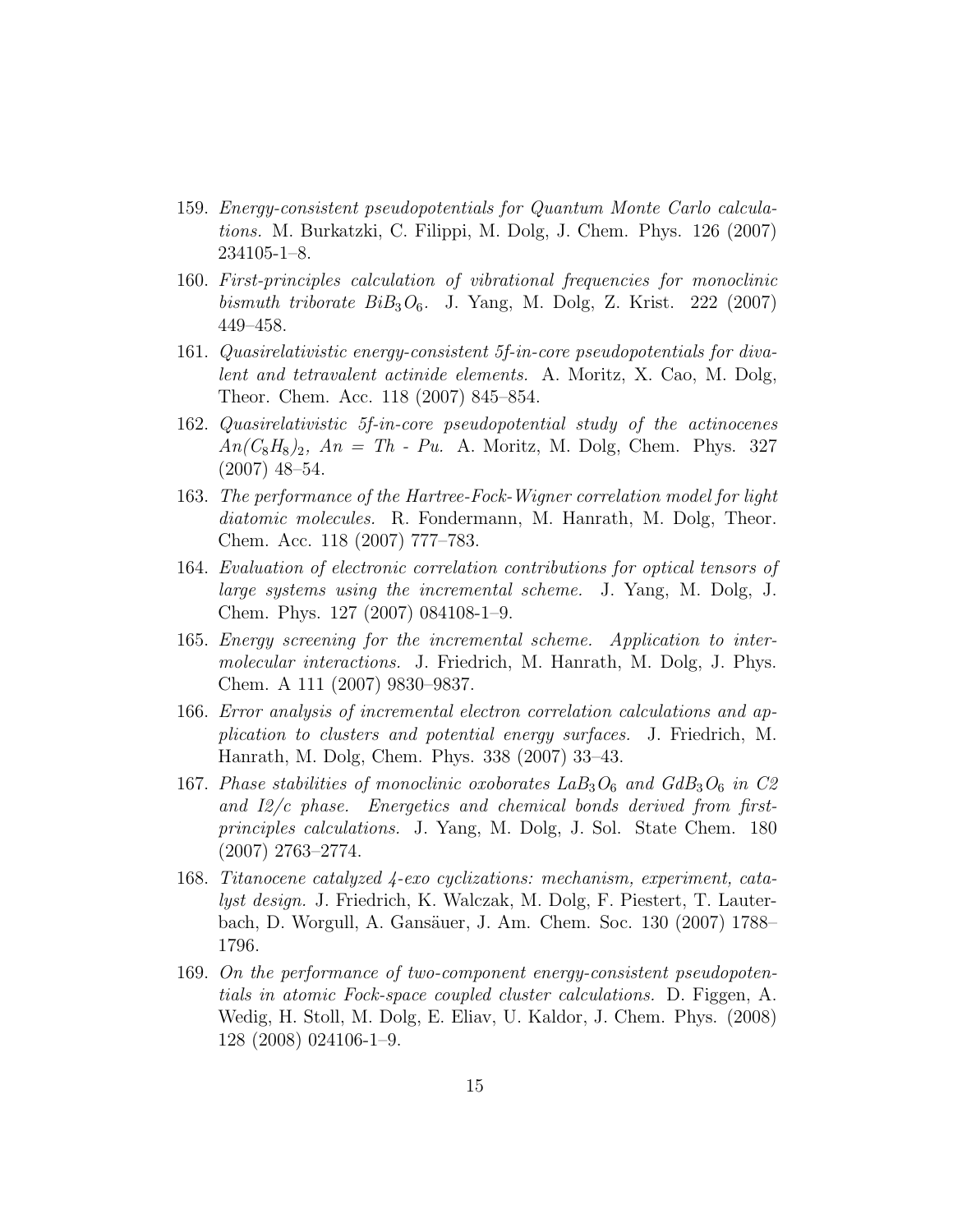159. *Energy-consistent pseudopotentials for Quantum Monte Carlo calculations.* M. Burkatzki, C. Filippi, M. Dolg, J. Chem. Phys. 126 (2007) 234105-1–8.

160. *First-principles calculation of vibrational frequencies for monoclinic bismuth triborate $BiB_3O_6$.* J. Yang, M. Dolg, Z. Krist. 222 (2007) 449–458.

161. *Quasirelativistic energy-consistent 5f-in-core pseudopotentials for divalent and tetravalent actinide elements.* A. Moritz, X. Cao, M. Dolg, Theor. Chem. Acc. 118 (2007) 845–854.

162. *Quasirelativistic 5f-in-core pseudopotential study of the actinocenes $An(C_8H_8)_2$, An = Th - Pu.* A. Moritz, M. Dolg, Chem. Phys. 327 (2007) 48–54.

163. *The performance of the Hartree-Fock-Wigner correlation model for light diatomic molecules.* R. Fondermann, M. Hanrath, M. Dolg, Theor. Chem. Acc. 118 (2007) 777–783.

164. *Evaluation of electronic correlation contributions for optical tensors of large systems using the incremental scheme.* J. Yang, M. Dolg, J. Chem. Phys. 127 (2007) 084108-1–9.

165. *Energy screening for the incremental scheme. Application to intermolecular interactions.* J. Friedrich, M. Hanrath, M. Dolg, J. Phys. Chem. A 111 (2007) 9830–9837.

166. *Error analysis of incremental electron correlation calculations and application to clusters and potential energy surfaces.* J. Friedrich, M. Hanrath, M. Dolg, Chem. Phys. 338 (2007) 33–43.

167. *Phase stabilities of monoclinic oxoborates $LaB_3O_6$ and $GdB_3O_6$ in C2 and I2/c phase. Energetics and chemical bonds derived from first-principles calculations.* J. Yang, M. Dolg, J. Sol. State Chem. 180 (2007) 2763–2774.

168. *Titanocene catalyzed 4-exo cyclizations: mechanism, experiment, catalyst design.* J. Friedrich, K. Walczak, M. Dolg, F. Piestert, T. Lauterbach, D. Worgull, A. Gansäuer, J. Am. Chem. Soc. 130 (2007) 1788–1796.

169. *On the performance of two-component energy-consistent pseudopotentials in atomic Fock-space coupled cluster calculations.* D. Figgen, A. Wedig, H. Stoll, M. Dolg, E. Eliav, U. Kaldor, J. Chem. Phys. (2008) 128 (2008) 024106-1–9.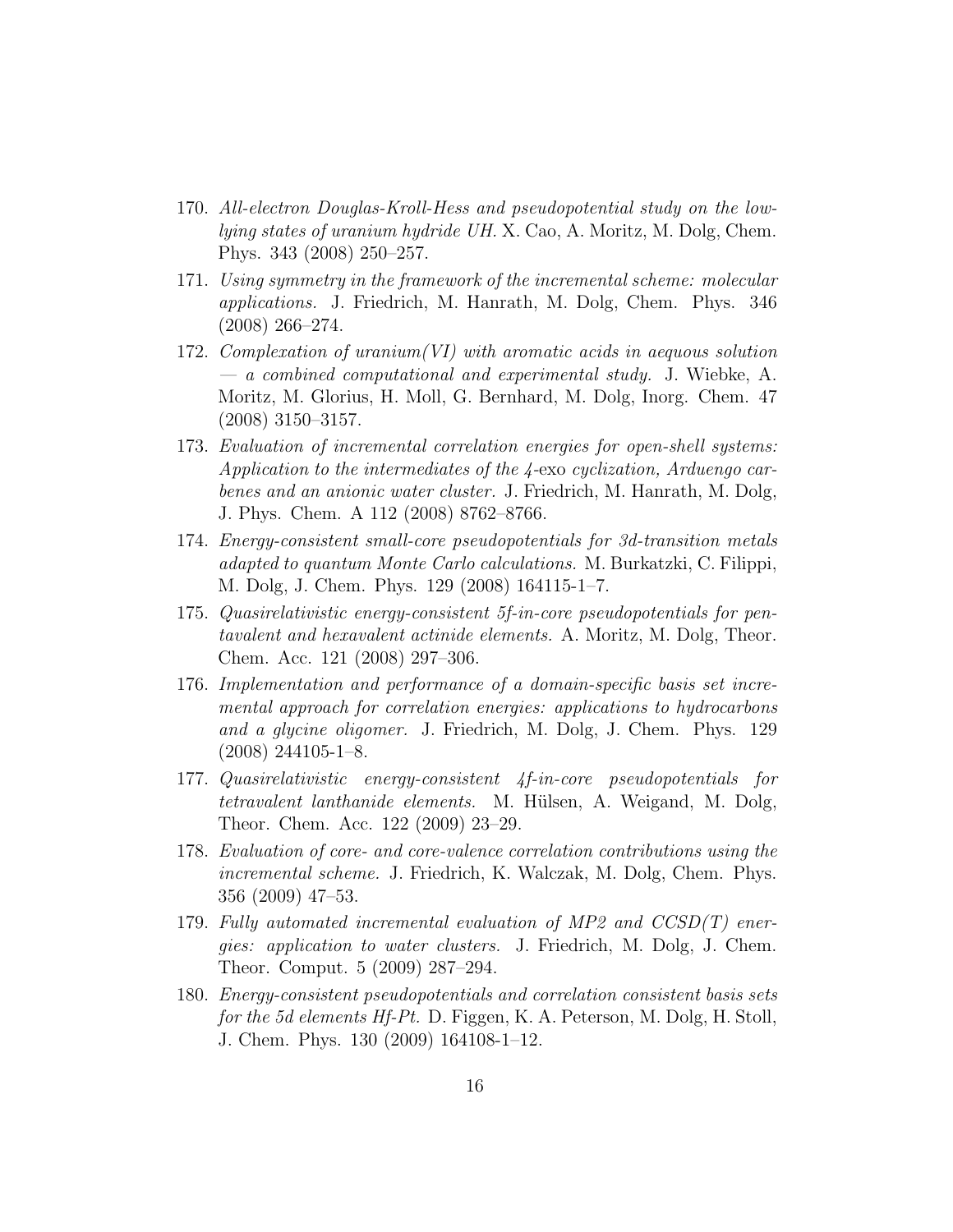170. *All-electron Douglas-Kroll-Hess and pseudopotential study on the low-lying states of uranium hydride UH.* X. Cao, A. Moritz, M. Dolg, Chem. Phys. 343 (2008) 250–257.
171. *Using symmetry in the framework of the incremental scheme: molecular applications.* J. Friedrich, M. Hanrath, M. Dolg, Chem. Phys. 346 (2008) 266–274.
172. *Complexation of uranium(VI) with aromatic acids in aequous solution — a combined computational and experimental study.* J. Wiebke, A. Moritz, M. Glorius, H. Moll, G. Bernhard, M. Dolg, Inorg. Chem. 47 (2008) 3150–3157.
173. *Evaluation of incremental correlation energies for open-shell systems: Application to the intermediates of the 4-*exo *cyclization, Arduengo carbenes and an anionic water cluster.* J. Friedrich, M. Hanrath, M. Dolg, J. Phys. Chem. A 112 (2008) 8762–8766.
174. *Energy-consistent small-core pseudopotentials for 3d-transition metals adapted to quantum Monte Carlo calculations.* M. Burkatzki, C. Filippi, M. Dolg, J. Chem. Phys. 129 (2008) 164115-1–7.
175. *Quasirelativistic energy-consistent 5f-in-core pseudopotentials for pentavalent and hexavalent actinide elements.* A. Moritz, M. Dolg, Theor. Chem. Acc. 121 (2008) 297–306.
176. *Implementation and performance of a domain-specific basis set incremental approach for correlation energies: applications to hydrocarbons and a glycine oligomer.* J. Friedrich, M. Dolg, J. Chem. Phys. 129 (2008) 244105-1–8.
177. *Quasirelativistic energy-consistent 4f-in-core pseudopotentials for tetravalent lanthanide elements.* M. Hülsen, A. Weigand, M. Dolg, Theor. Chem. Acc. 122 (2009) 23–29.
178. *Evaluation of core- and core-valence correlation contributions using the incremental scheme.* J. Friedrich, K. Walczak, M. Dolg, Chem. Phys. 356 (2009) 47–53.
179. *Fully automated incremental evaluation of MP2 and CCSD(T) energies: application to water clusters.* J. Friedrich, M. Dolg, J. Chem. Theor. Comput. 5 (2009) 287–294.
180. *Energy-consistent pseudopotentials and correlation consistent basis sets for the 5d elements Hf-Pt.* D. Figgen, K. A. Peterson, M. Dolg, H. Stoll, J. Chem. Phys. 130 (2009) 164108-1–12.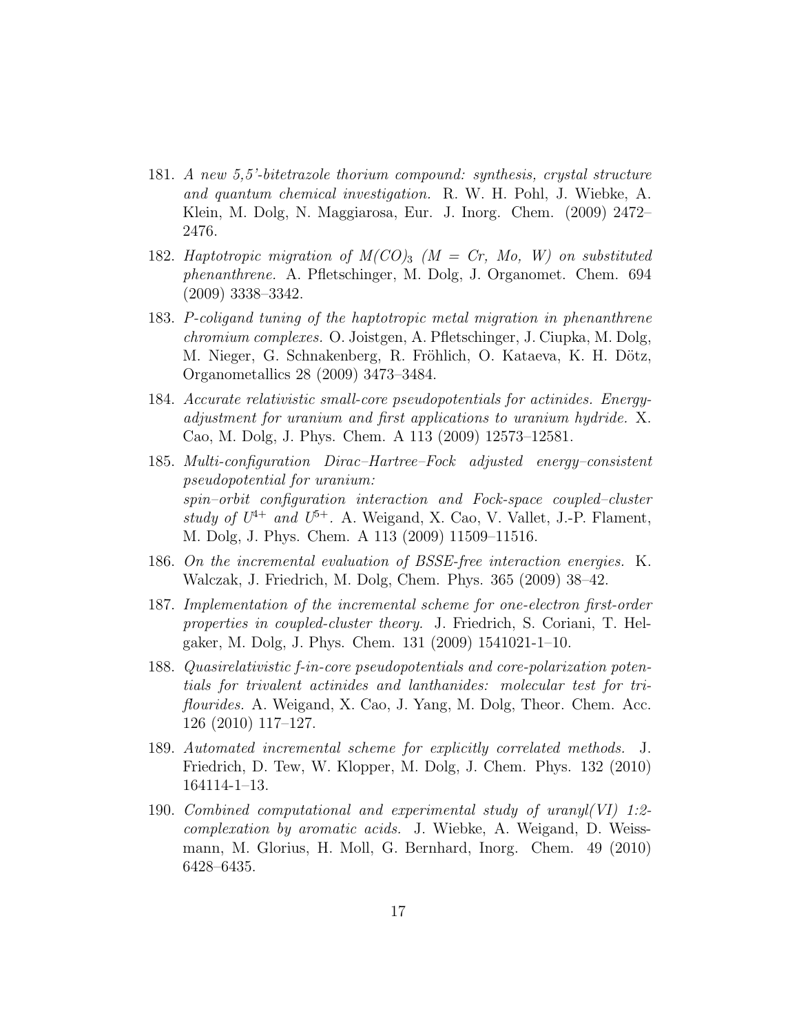181. *A new 5,5'-bitetrazole thorium compound: synthesis, crystal structure and quantum chemical investigation.* R. W. H. Pohl, J. Wiebke, A. Klein, M. Dolg, N. Maggiarosa, Eur. J. Inorg. Chem. (2009) 2472–2476.

182. *Haptotropic migration of $M(CO)_3$ (M = Cr, Mo, W) on substituted phenanthrene.* A. Pfletschinger, M. Dolg, J. Organomet. Chem. 694 (2009) 3338–3342.

183. *P-coligand tuning of the haptotropic metal migration in phenanthrene chromium complexes.* O. Joistgen, A. Pfletschinger, J. Ciupka, M. Dolg, M. Nieger, G. Schnakenberg, R. Fröhlich, O. Kataeva, K. H. Dötz, Organometallics 28 (2009) 3473–3484.

184. *Accurate relativistic small-core pseudopotentials for actinides. Energy-adjustment for uranium and first applications to uranium hydride.* X. Cao, M. Dolg, J. Phys. Chem. A 113 (2009) 12573–12581.

185. *Multi-configuration Dirac–Hartree–Fock adjusted energy–consistent pseudopotential for uranium: spin–orbit configuration interaction and Fock-space coupled–cluster study of $U^{4+}$ and $U^{5+}$.* A. Weigand, X. Cao, V. Vallet, J.-P. Flament, M. Dolg, J. Phys. Chem. A 113 (2009) 11509–11516.

186. *On the incremental evaluation of BSSE-free interaction energies.* K. Walczak, J. Friedrich, M. Dolg, Chem. Phys. 365 (2009) 38–42.

187. *Implementation of the incremental scheme for one-electron first-order properties in coupled-cluster theory.* J. Friedrich, S. Coriani, T. Helgaker, M. Dolg, J. Phys. Chem. 131 (2009) 1541021-1–10.

188. *Quasirelativistic f-in-core pseudopotentials and core-polarization potentials for trivalent actinides and lanthanides: molecular test for triflourides.* A. Weigand, X. Cao, J. Yang, M. Dolg, Theor. Chem. Acc. 126 (2010) 117–127.

189. *Automated incremental scheme for explicitly correlated methods.* J. Friedrich, D. Tew, W. Klopper, M. Dolg, J. Chem. Phys. 132 (2010) 164114-1–13.

190. *Combined computational and experimental study of uranyl(VI) 1:2-complexation by aromatic acids.* J. Wiebke, A. Weigand, D. Weissmann, M. Glorius, H. Moll, G. Bernhard, Inorg. Chem. 49 (2010) 6428–6435.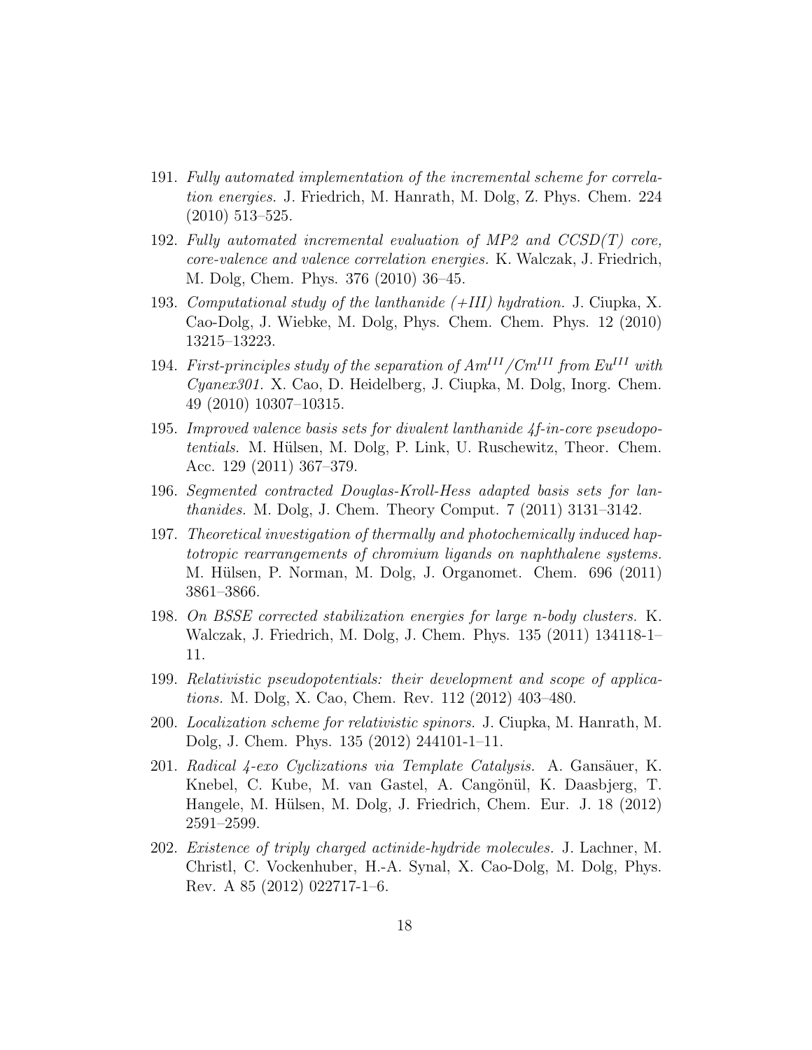191. *Fully automated implementation of the incremental scheme for correlation energies.* J. Friedrich, M. Hanrath, M. Dolg, Z. Phys. Chem. 224 (2010) 513–525.

192. *Fully automated incremental evaluation of MP2 and CCSD(T) core, core-valence and valence correlation energies.* K. Walczak, J. Friedrich, M. Dolg, Chem. Phys. 376 (2010) 36–45.

193. *Computational study of the lanthanide (+III) hydration.* J. Ciupka, X. Cao-Dolg, J. Wiebke, M. Dolg, Phys. Chem. Chem. Phys. 12 (2010) 13215–13223.

194. *First-principles study of the separation of $Am^{III}/Cm^{III}$ from $Eu^{III}$ with Cyanex301.* X. Cao, D. Heidelberg, J. Ciupka, M. Dolg, Inorg. Chem. 49 (2010) 10307–10315.

195. *Improved valence basis sets for divalent lanthanide 4f-in-core pseudopotentials.* M. Hülsen, M. Dolg, P. Link, U. Ruschewitz, Theor. Chem. Acc. 129 (2011) 367–379.

196. *Segmented contracted Douglas-Kroll-Hess adapted basis sets for lanthanides.* M. Dolg, J. Chem. Theory Comput. 7 (2011) 3131–3142.

197. *Theoretical investigation of thermally and photochemically induced haptotropic rearrangements of chromium ligands on naphthalene systems.* M. Hülsen, P. Norman, M. Dolg, J. Organomet. Chem. 696 (2011) 3861–3866.

198. *On BSSE corrected stabilization energies for large n-body clusters.* K. Walczak, J. Friedrich, M. Dolg, J. Chem. Phys. 135 (2011) 134118-1–11.

199. *Relativistic pseudopotentials: their development and scope of applications.* M. Dolg, X. Cao, Chem. Rev. 112 (2012) 403–480.

200. *Localization scheme for relativistic spinors.* J. Ciupka, M. Hanrath, M. Dolg, J. Chem. Phys. 135 (2012) 244101-1–11.

201. *Radical 4-exo Cyclizations via Template Catalysis.* A. Gansäuer, K. Knebel, C. Kube, M. van Gastel, A. Cangönül, K. Daasbjerg, T. Hangele, M. Hülsen, M. Dolg, J. Friedrich, Chem. Eur. J. 18 (2012) 2591–2599.

202. *Existence of triply charged actinide-hydride molecules.* J. Lachner, M. Christl, C. Vockenhuber, H.-A. Synal, X. Cao-Dolg, M. Dolg, Phys. Rev. A 85 (2012) 022717-1–6.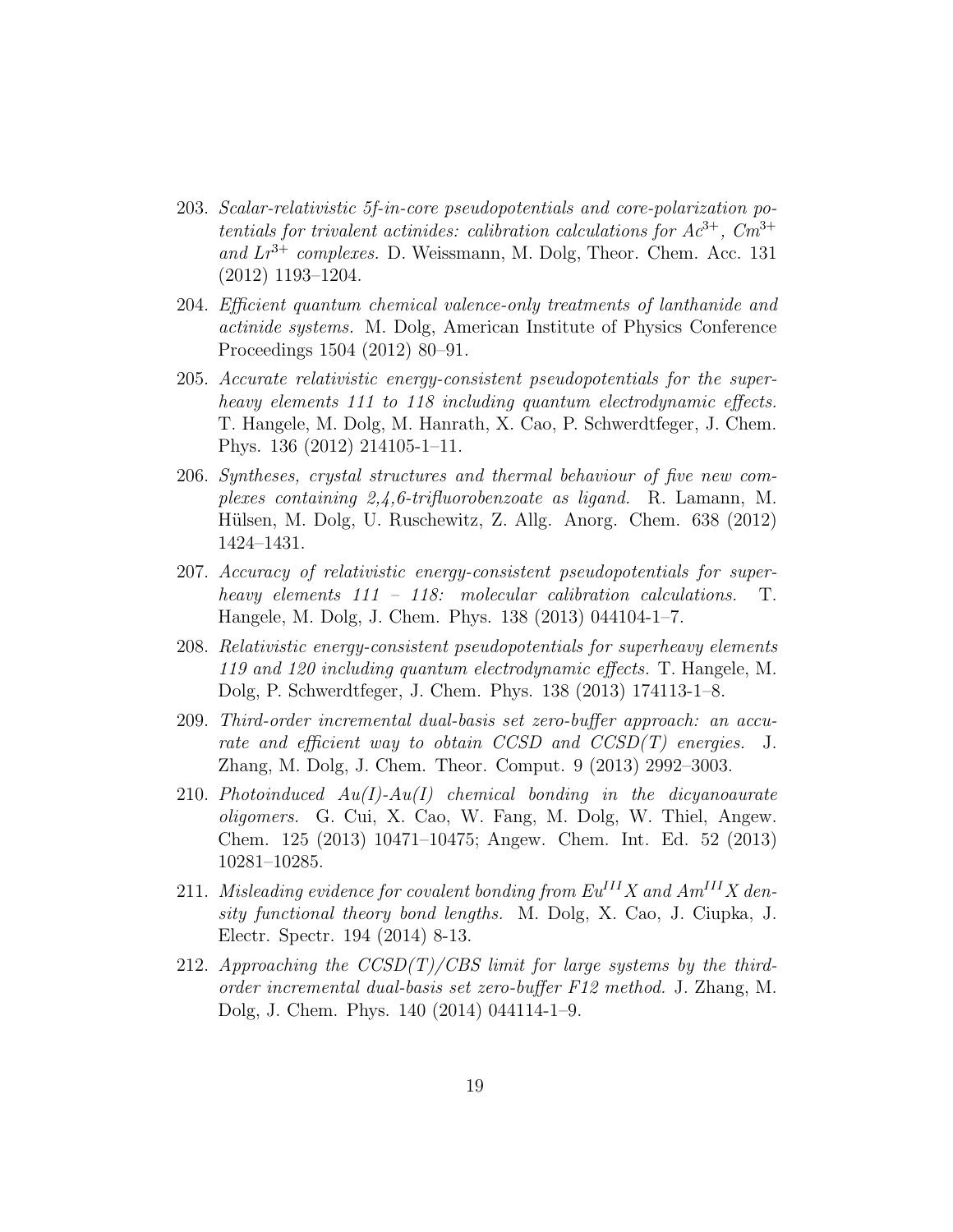203. *Scalar-relativistic 5f-in-core pseudopotentials and core-polarization potentials for trivalent actinides: calibration calculations for $Ac^{3+}$, $Cm^{3+}$ and $Lr^{3+}$ complexes.* D. Weissmann, M. Dolg, Theor. Chem. Acc. 131 (2012) 1193–1204.

204. *Efficient quantum chemical valence-only treatments of lanthanide and actinide systems.* M. Dolg, American Institute of Physics Conference Proceedings 1504 (2012) 80–91.

205. *Accurate relativistic energy-consistent pseudopotentials for the superheavy elements 111 to 118 including quantum electrodynamic effects.* T. Hangele, M. Dolg, M. Hanrath, X. Cao, P. Schwerdtfeger, J. Chem. Phys. 136 (2012) 214105-1–11.

206. *Syntheses, crystal structures and thermal behaviour of five new complexes containing 2,4,6-trifluorobenzoate as ligand.* R. Lamann, M. Hülsen, M. Dolg, U. Ruschewitz, Z. Allg. Anorg. Chem. 638 (2012) 1424–1431.

207. *Accuracy of relativistic energy-consistent pseudopotentials for superheavy elements 111 – 118: molecular calibration calculations.* T. Hangele, M. Dolg, J. Chem. Phys. 138 (2013) 044104-1–7.

208. *Relativistic energy-consistent pseudopotentials for superheavy elements 119 and 120 including quantum electrodynamic effects.* T. Hangele, M. Dolg, P. Schwerdtfeger, J. Chem. Phys. 138 (2013) 174113-1–8.

209. *Third-order incremental dual-basis set zero-buffer approach: an accurate and efficient way to obtain CCSD and CCSD(T) energies.* J. Zhang, M. Dolg, J. Chem. Theor. Comput. 9 (2013) 2992–3003.

210. *Photoinduced Au(I)-Au(I) chemical bonding in the dicyanoaurate oligomers.* G. Cui, X. Cao, W. Fang, M. Dolg, W. Thiel, Angew. Chem. 125 (2013) 10471–10475; Angew. Chem. Int. Ed. 52 (2013) 10281–10285.

211. *Misleading evidence for covalent bonding from $Eu^{III}X$ and $Am^{III}X$ density functional theory bond lengths.* M. Dolg, X. Cao, J. Ciupka, J. Electr. Spectr. 194 (2014) 8-13.

212. *Approaching the CCSD(T)/CBS limit for large systems by the third-order incremental dual-basis set zero-buffer F12 method.* J. Zhang, M. Dolg, J. Chem. Phys. 140 (2014) 044114-1–9.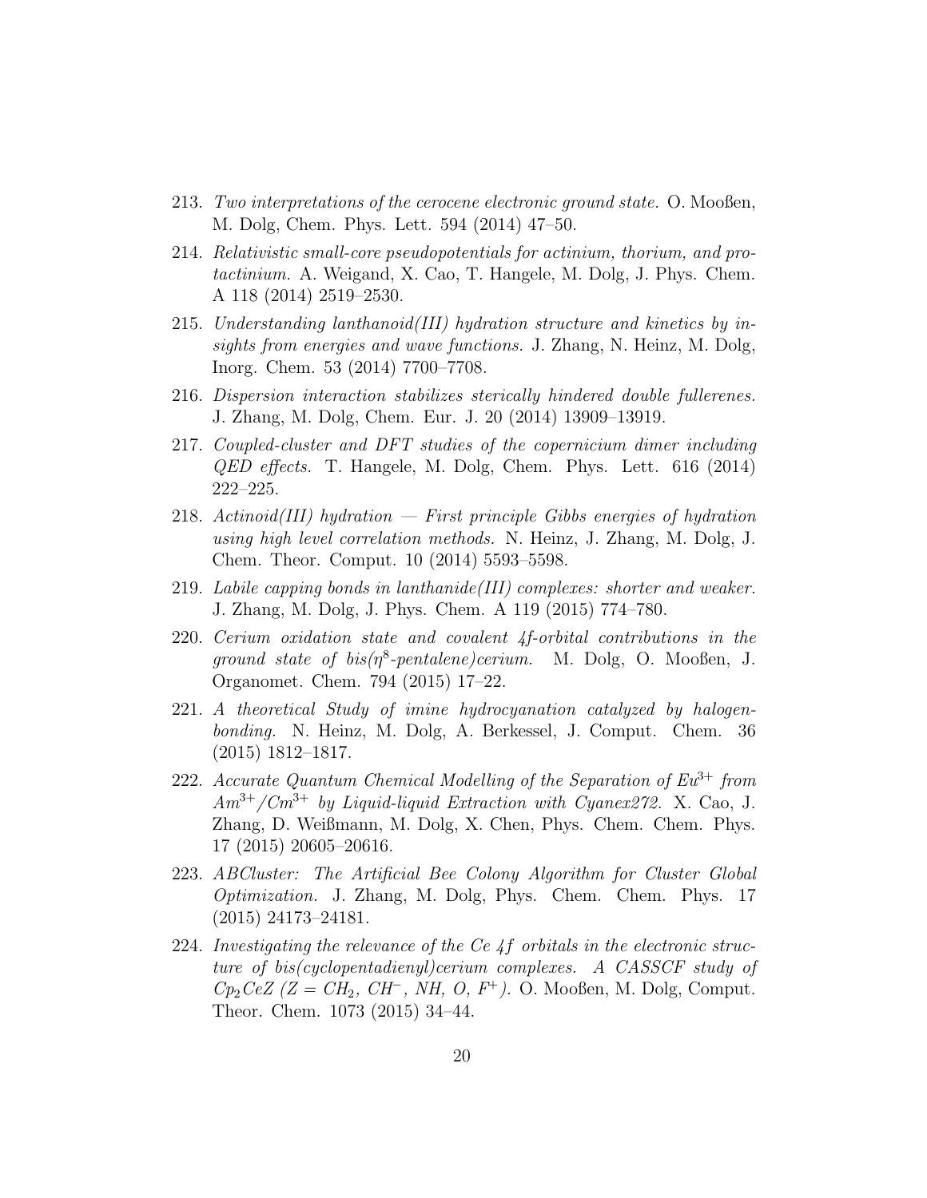213. *Two interpretations of the cerocene electronic ground state.* O. Mooßen, M. Dolg, Chem. Phys. Lett. 594 (2014) 47–50.

214. *Relativistic small-core pseudopotentials for actinium, thorium, and protactinium.* A. Weigand, X. Cao, T. Hangele, M. Dolg, J. Phys. Chem. A 118 (2014) 2519–2530.

215. *Understanding lanthanoid(III) hydration structure and kinetics by insights from energies and wave functions.* J. Zhang, N. Heinz, M. Dolg, Inorg. Chem. 53 (2014) 7700–7708.

216. *Dispersion interaction stabilizes sterically hindered double fullerenes.* J. Zhang, M. Dolg, Chem. Eur. J. 20 (2014) 13909–13919.

217. *Coupled-cluster and DFT studies of the copernicium dimer including QED effects.* T. Hangele, M. Dolg, Chem. Phys. Lett. 616 (2014) 222–225.

218. *Actinoid(III) hydration — First principle Gibbs energies of hydration using high level correlation methods.* N. Heinz, J. Zhang, M. Dolg, J. Chem. Theor. Comput. 10 (2014) 5593–5598.

219. *Labile capping bonds in lanthanide(III) complexes: shorter and weaker.* J. Zhang, M. Dolg, J. Phys. Chem. A 119 (2015) 774–780.

220. *Cerium oxidation state and covalent 4f-orbital contributions in the ground state of bis($\eta^8$-pentalene)cerium.* M. Dolg, O. Mooßen, J. Organomet. Chem. 794 (2015) 17–22.

221. *A theoretical Study of imine hydrocyanation catalyzed by halogen-bonding.* N. Heinz, M. Dolg, A. Berkessel, J. Comput. Chem. 36 (2015) 1812–1817.

222. *Accurate Quantum Chemical Modelling of the Separation of $Eu^{3+}$ from $Am^{3+}/Cm^{3+}$ by Liquid-liquid Extraction with Cyanex272.* X. Cao, J. Zhang, D. Weißmann, M. Dolg, X. Chen, Phys. Chem. Chem. Phys. 17 (2015) 20605–20616.

223. *ABCluster: The Artificial Bee Colony Algorithm for Cluster Global Optimization.* J. Zhang, M. Dolg, Phys. Chem. Chem. Phys. 17 (2015) 24173–24181.

224. *Investigating the relevance of the Ce 4f orbitals in the electronic structure of bis(cyclopentadienyl)cerium complexes. A CASSCF study of $Cp_2CeZ$ ($Z = CH_2$, $CH^-$, $NH$, $O$, $F^+$).* O. Mooßen, M. Dolg, Comput. Theor. Chem. 1073 (2015) 34–44.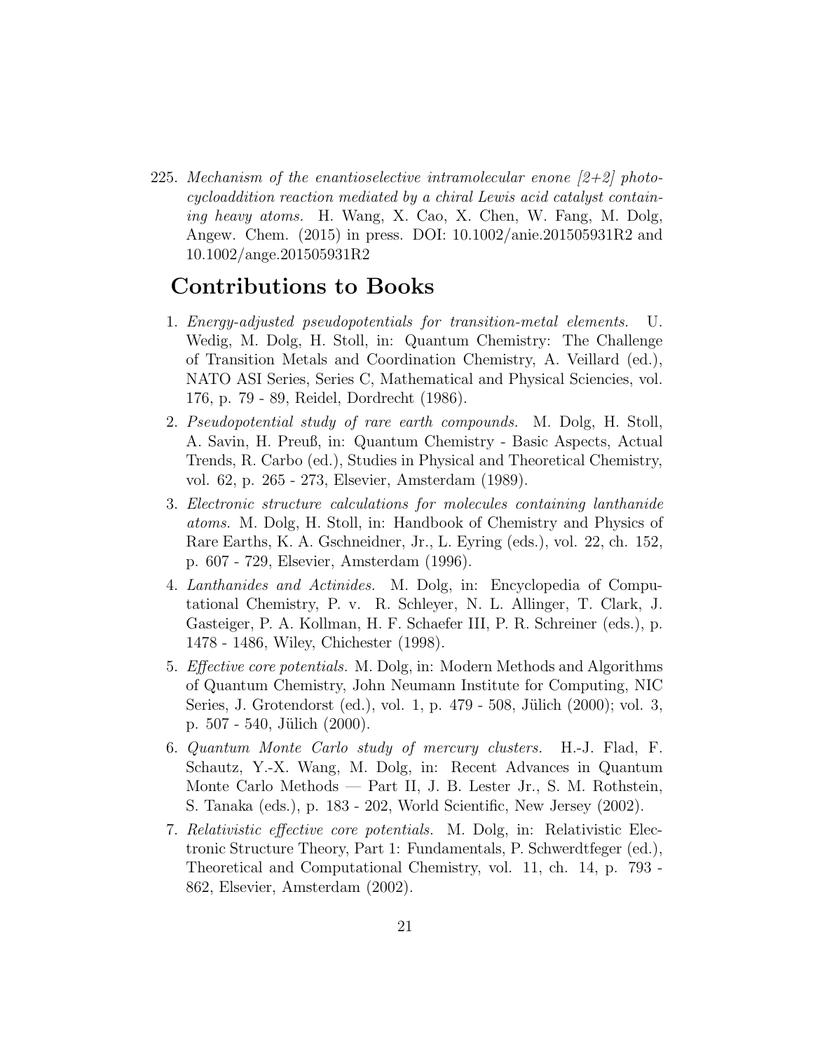225. *Mechanism of the enantioselective intramolecular enone [2+2] photocycloaddition reaction mediated by a chiral Lewis acid catalyst containing heavy atoms.* H. Wang, X. Cao, X. Chen, W. Fang, M. Dolg, Angew. Chem. (2015) in press. DOI: 10.1002/anie.201505931R2 and 10.1002/ange.201505931R2

## Contributions to Books

1. *Energy-adjusted pseudopotentials for transition-metal elements.* U. Wedig, M. Dolg, H. Stoll, in: Quantum Chemistry: The Challenge of Transition Metals and Coordination Chemistry, A. Veillard (ed.), NATO ASI Series, Series C, Mathematical and Physical Sciencies, vol. 176, p. 79 - 89, Reidel, Dordrecht (1986).
2. *Pseudopotential study of rare earth compounds.* M. Dolg, H. Stoll, A. Savin, H. Preuß, in: Quantum Chemistry - Basic Aspects, Actual Trends, R. Carbo (ed.), Studies in Physical and Theoretical Chemistry, vol. 62, p. 265 - 273, Elsevier, Amsterdam (1989).
3. *Electronic structure calculations for molecules containing lanthanide atoms.* M. Dolg, H. Stoll, in: Handbook of Chemistry and Physics of Rare Earths, K. A. Gschneidner, Jr., L. Eyring (eds.), vol. 22, ch. 152, p. 607 - 729, Elsevier, Amsterdam (1996).
4. *Lanthanides and Actinides.* M. Dolg, in: Encyclopedia of Computational Chemistry, P. v. R. Schleyer, N. L. Allinger, T. Clark, J. Gasteiger, P. A. Kollman, H. F. Schaefer III, P. R. Schreiner (eds.), p. 1478 - 1486, Wiley, Chichester (1998).
5. *Effective core potentials.* M. Dolg, in: Modern Methods and Algorithms of Quantum Chemistry, John Neumann Institute for Computing, NIC Series, J. Grotendorst (ed.), vol. 1, p. 479 - 508, Jülich (2000); vol. 3, p. 507 - 540, Jülich (2000).
6. *Quantum Monte Carlo study of mercury clusters.* H.-J. Flad, F. Schautz, Y.-X. Wang, M. Dolg, in: Recent Advances in Quantum Monte Carlo Methods — Part II, J. B. Lester Jr., S. M. Rothstein, S. Tanaka (eds.), p. 183 - 202, World Scientific, New Jersey (2002).
7. *Relativistic effective core potentials.* M. Dolg, in: Relativistic Electronic Structure Theory, Part 1: Fundamentals, P. Schwerdtfeger (ed.), Theoretical and Computational Chemistry, vol. 11, ch. 14, p. 793 - 862, Elsevier, Amsterdam (2002).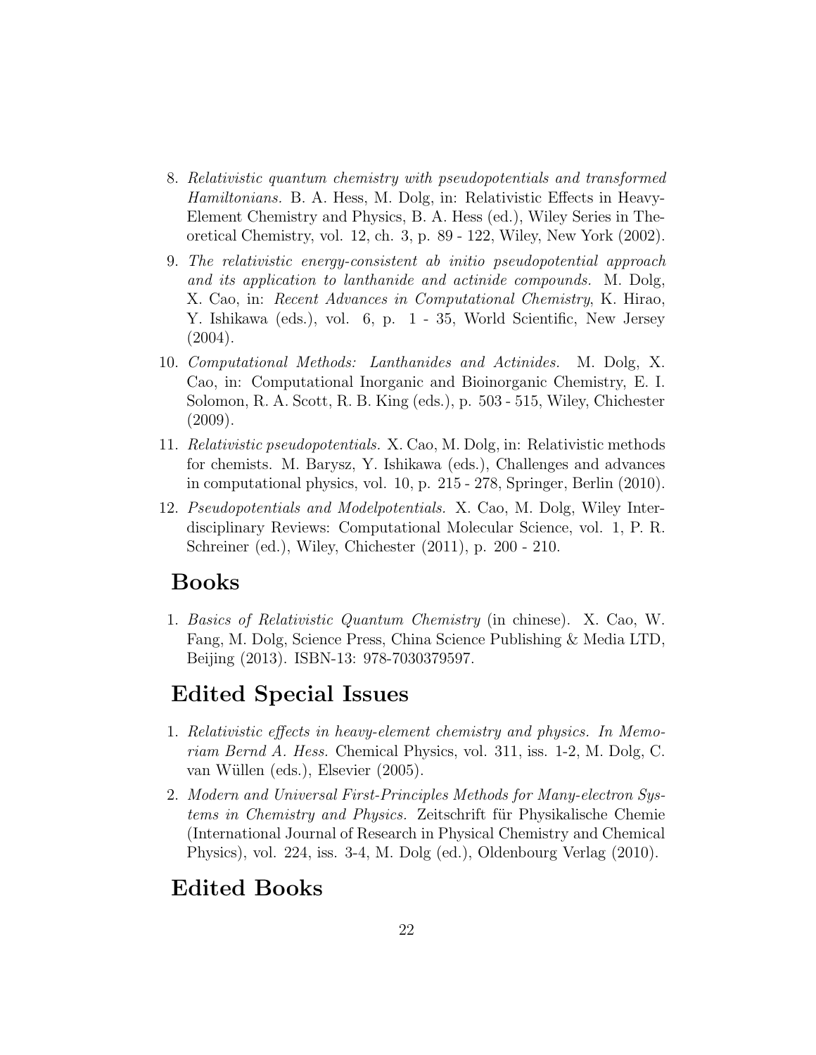8. *Relativistic quantum chemistry with pseudopotentials and transformed Hamiltonians.* B. A. Hess, M. Dolg, in: Relativistic Effects in Heavy-Element Chemistry and Physics, B. A. Hess (ed.), Wiley Series in Theoretical Chemistry, vol. 12, ch. 3, p. 89 - 122, Wiley, New York (2002).
9. *The relativistic energy-consistent ab initio pseudopotential approach and its application to lanthanide and actinide compounds.* M. Dolg, X. Cao, in: *Recent Advances in Computational Chemistry*, K. Hirao, Y. Ishikawa (eds.), vol. 6, p. 1 - 35, World Scientific, New Jersey (2004).
10. *Computational Methods: Lanthanides and Actinides.* M. Dolg, X. Cao, in: Computational Inorganic and Bioinorganic Chemistry, E. I. Solomon, R. A. Scott, R. B. King (eds.), p. 503 - 515, Wiley, Chichester (2009).
11. *Relativistic pseudopotentials.* X. Cao, M. Dolg, in: Relativistic methods for chemists. M. Barysz, Y. Ishikawa (eds.), Challenges and advances in computational physics, vol. 10, p. 215 - 278, Springer, Berlin (2010).
12. *Pseudopotentials and Modelpotentials.* X. Cao, M. Dolg, Wiley Interdisciplinary Reviews: Computational Molecular Science, vol. 1, P. R. Schreiner (ed.), Wiley, Chichester (2011), p. 200 - 210.

# Books

1. *Basics of Relativistic Quantum Chemistry* (in chinese). X. Cao, W. Fang, M. Dolg, Science Press, China Science Publishing & Media LTD, Beijing (2013). ISBN-13: 978-7030379597.

# Edited Special Issues

1. *Relativistic effects in heavy-element chemistry and physics. In Memoriam Bernd A. Hess.* Chemical Physics, vol. 311, iss. 1-2, M. Dolg, C. van Wüllen (eds.), Elsevier (2005).
2. *Modern and Universal First-Principles Methods for Many-electron Systems in Chemistry and Physics.* Zeitschrift für Physikalische Chemie (International Journal of Research in Physical Chemistry and Chemical Physics), vol. 224, iss. 3-4, M. Dolg (ed.), Oldenbourg Verlag (2010).

# Edited Books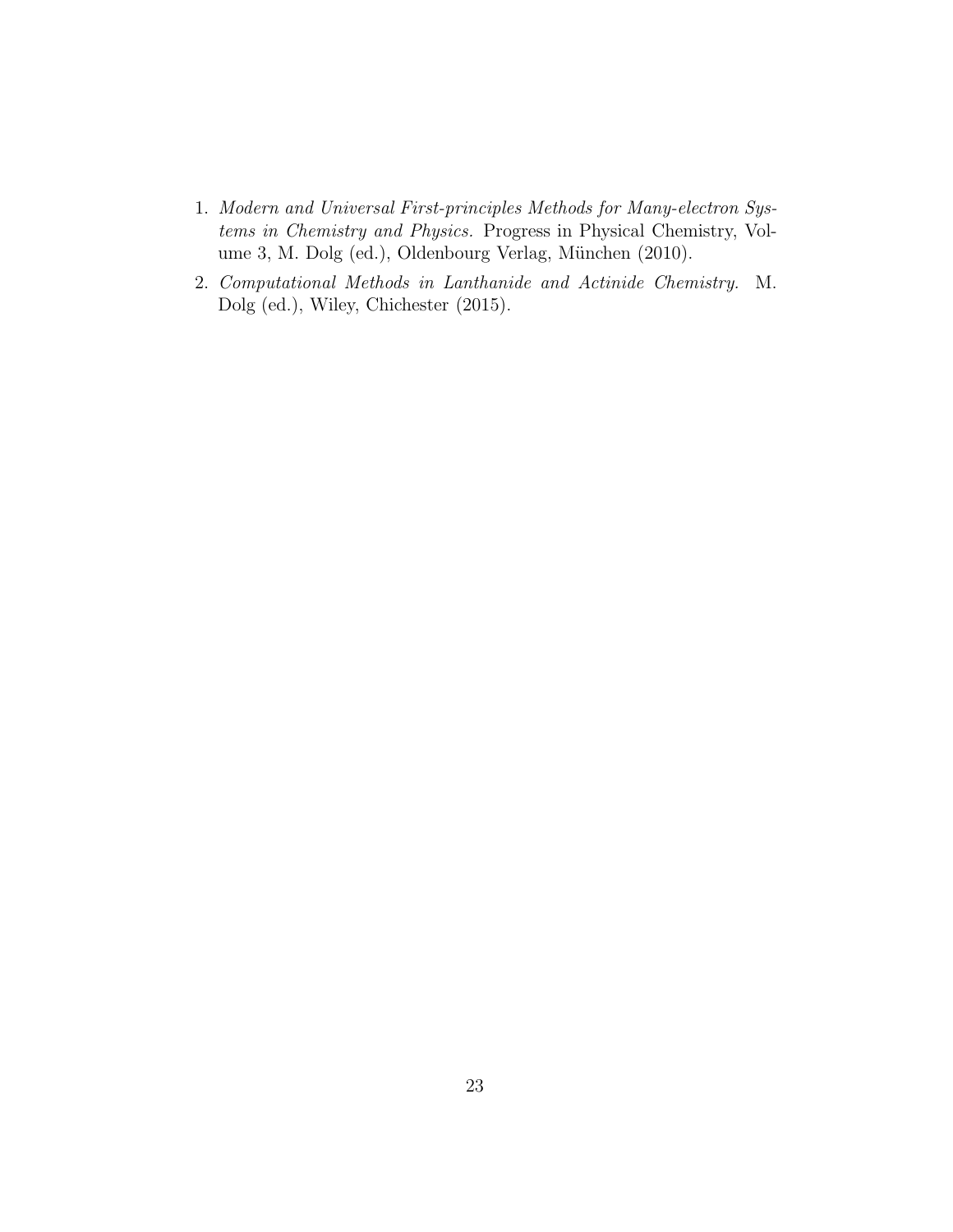1. *Modern and Universal First-principles Methods for Many-electron Systems in Chemistry and Physics.* Progress in Physical Chemistry, Volume 3, M. Dolg (ed.), Oldenbourg Verlag, München (2010).
2. *Computational Methods in Lanthanide and Actinide Chemistry.* M. Dolg (ed.), Wiley, Chichester (2015).